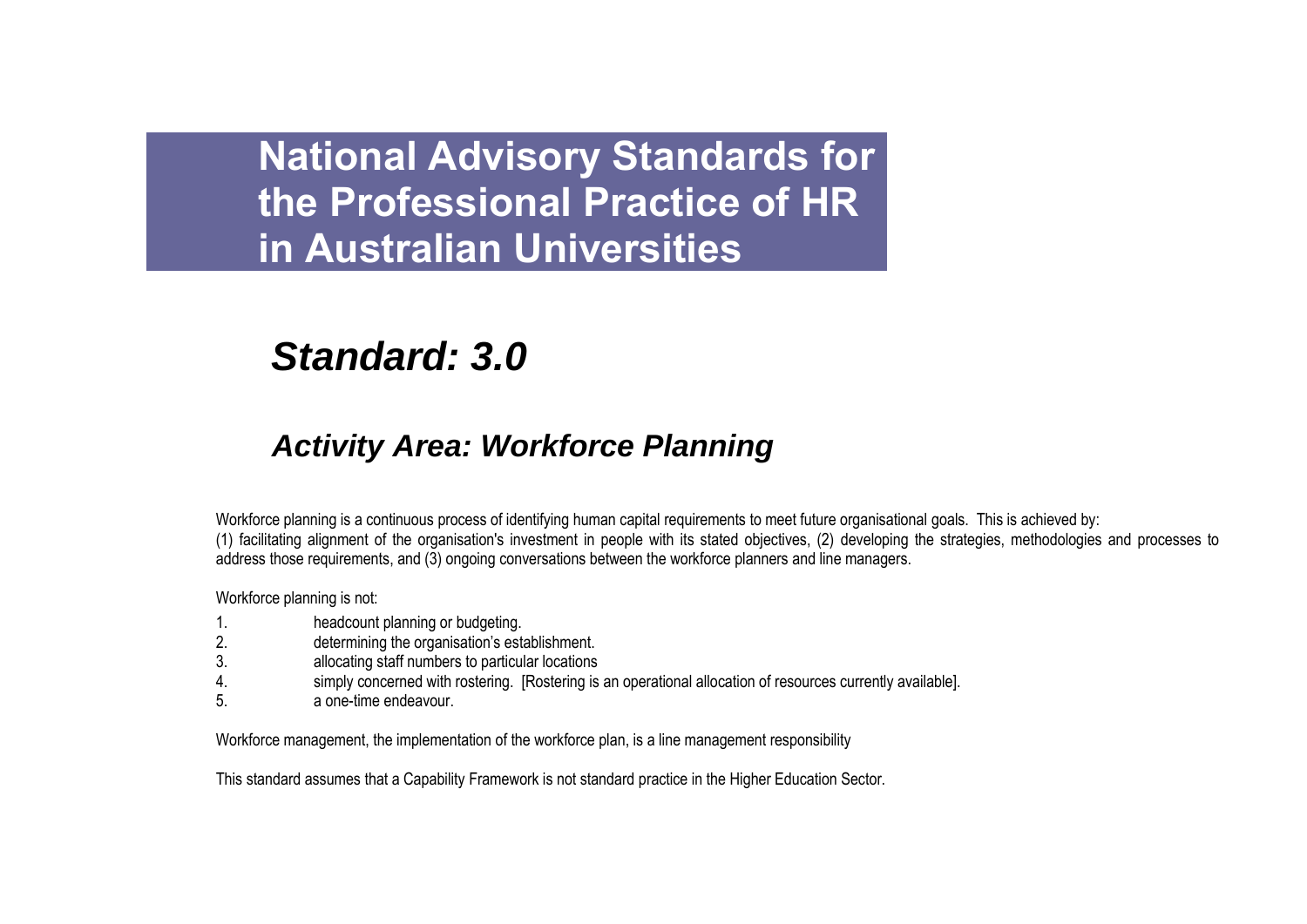# National Advisory Standards for the Professional Practice of HR in Australian Universities

## *Standard: 3.0*

### *Activity Area: Workforce Planning*

Workforce planning is a continuous process of identifying human capital requirements to meet future organisational goals. This is achieved by:
(1) facilitating alignment of the organisation's investment in people with its stated objectives, (2) developing the strategies, methodologies and processes to address those requirements, and (3) ongoing conversations between the workforce planners and line managers.

Workforce planning is not:

1. headcount planning or budgeting.
2. determining the organisation's establishment.
3. allocating staff numbers to particular locations
4. simply concerned with rostering. [Rostering is an operational allocation of resources currently available].
5. a one-time endeavour.

Workforce management, the implementation of the workforce plan, is a line management responsibility

This standard assumes that a Capability Framework is not standard practice in the Higher Education Sector.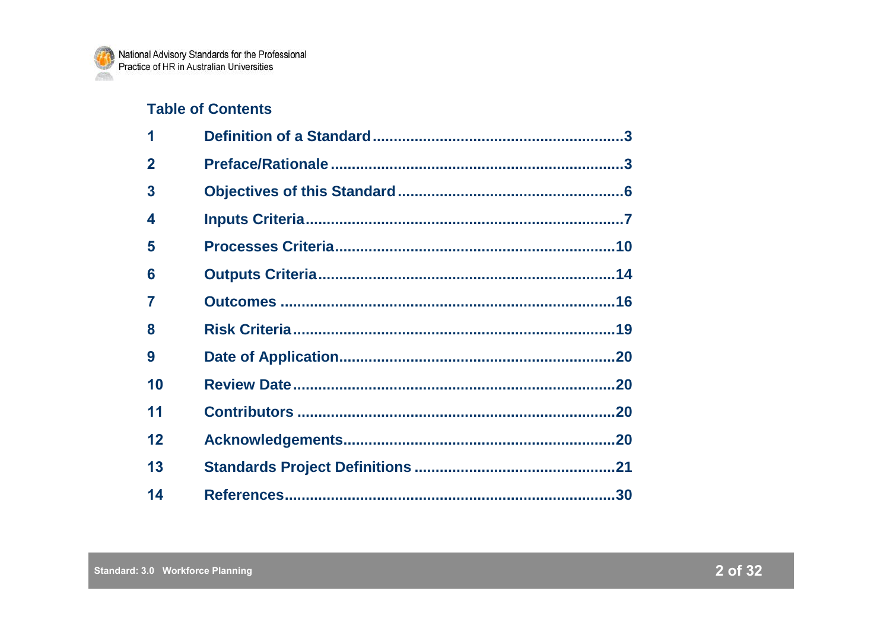## Table of Contents

| | | |
|---|---|---|
| 1 | Definition of a Standard | 3 |
| 2 | Preface/Rationale | 3 |
| 3 | Objectives of this Standard | 6 |
| 4 | Inputs Criteria | 7 |
| 5 | Processes Criteria | 10 |
| 6 | Outputs Criteria | 14 |
| 7 | Outcomes | 16 |
| 8 | Risk Criteria | 19 |
| 9 | Date of Application | 20 |
| 10 | Review Date | 20 |
| 11 | Contributors | 20 |
| 12 | Acknowledgements | 20 |
| 13 | Standards Project Definitions | 21 |
| 14 | References | 30 |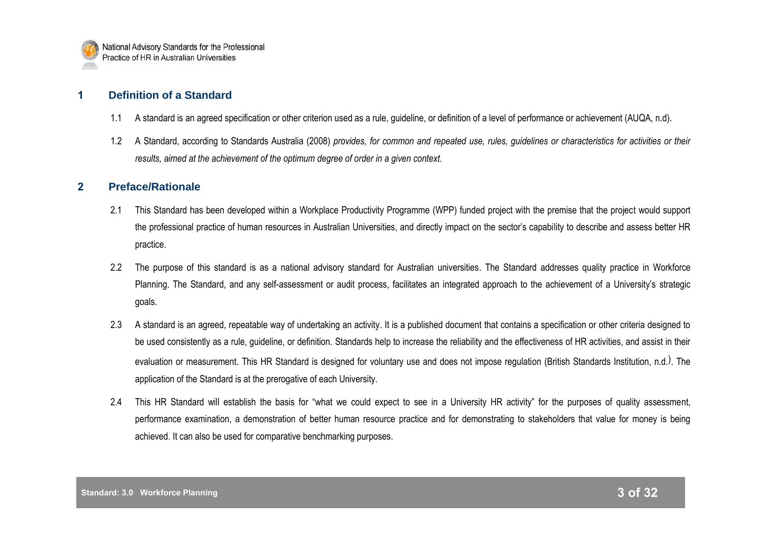## 1 Definition of a Standard

1.1 A standard is an agreed specification or other criterion used as a rule, guideline, or definition of a level of performance or achievement (AUQA, n.d).

1.2 A Standard, according to Standards Australia (2008) *provides, for common and repeated use, rules, guidelines or characteristics for activities or their results, aimed at the achievement of the optimum degree of order in a given context.*

## 2 Preface/Rationale

2.1 This Standard has been developed within a Workplace Productivity Programme (WPP) funded project with the premise that the project would support the professional practice of human resources in Australian Universities, and directly impact on the sector's capability to describe and assess better HR practice.

2.2 The purpose of this standard is as a national advisory standard for Australian universities. The Standard addresses quality practice in Workforce Planning. The Standard, and any self-assessment or audit process, facilitates an integrated approach to the achievement of a University's strategic goals.

2.3 A standard is an agreed, repeatable way of undertaking an activity. It is a published document that contains a specification or other criteria designed to be used consistently as a rule, guideline, or definition. Standards help to increase the reliability and the effectiveness of HR activities, and assist in their evaluation or measurement. This HR Standard is designed for voluntary use and does not impose regulation (British Standards Institution, n.d.). The application of the Standard is at the prerogative of each University.

2.4 This HR Standard will establish the basis for "what we could expect to see in a University HR activity" for the purposes of quality assessment, performance examination, a demonstration of better human resource practice and for demonstrating to stakeholders that value for money is being achieved. It can also be used for comparative benchmarking purposes.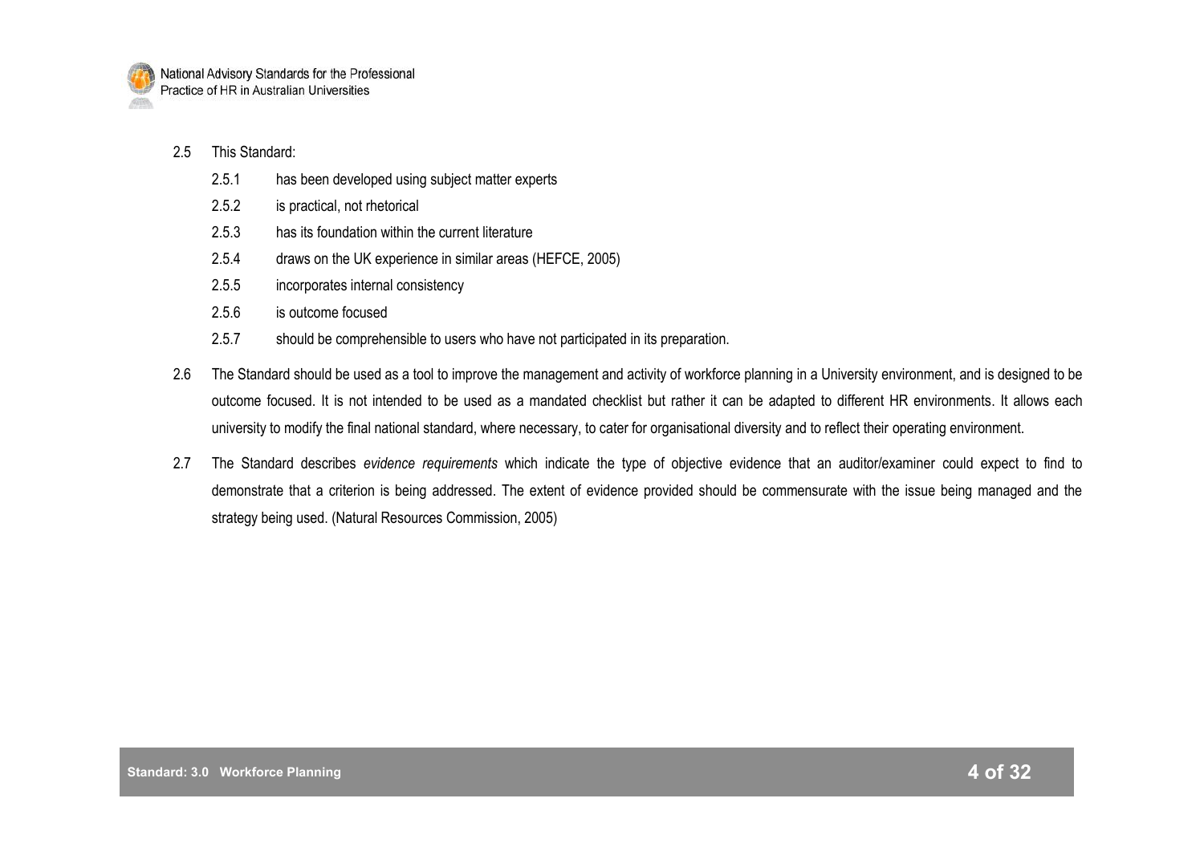2.5 This Standard:

- 2.5.1 has been developed using subject matter experts
- 2.5.2 is practical, not rhetorical
- 2.5.3 has its foundation within the current literature
- 2.5.4 draws on the UK experience in similar areas (HEFCE, 2005)
- 2.5.5 incorporates internal consistency
- 2.5.6 is outcome focused
- 2.5.7 should be comprehensible to users who have not participated in its preparation.

2.6 The Standard should be used as a tool to improve the management and activity of workforce planning in a University environment, and is designed to be outcome focused. It is not intended to be used as a mandated checklist but rather it can be adapted to different HR environments. It allows each university to modify the final national standard, where necessary, to cater for organisational diversity and to reflect their operating environment.

2.7 The Standard describes *evidence requirements* which indicate the type of objective evidence that an auditor/examiner could expect to find to demonstrate that a criterion is being addressed. The extent of evidence provided should be commensurate with the issue being managed and the strategy being used. (Natural Resources Commission, 2005)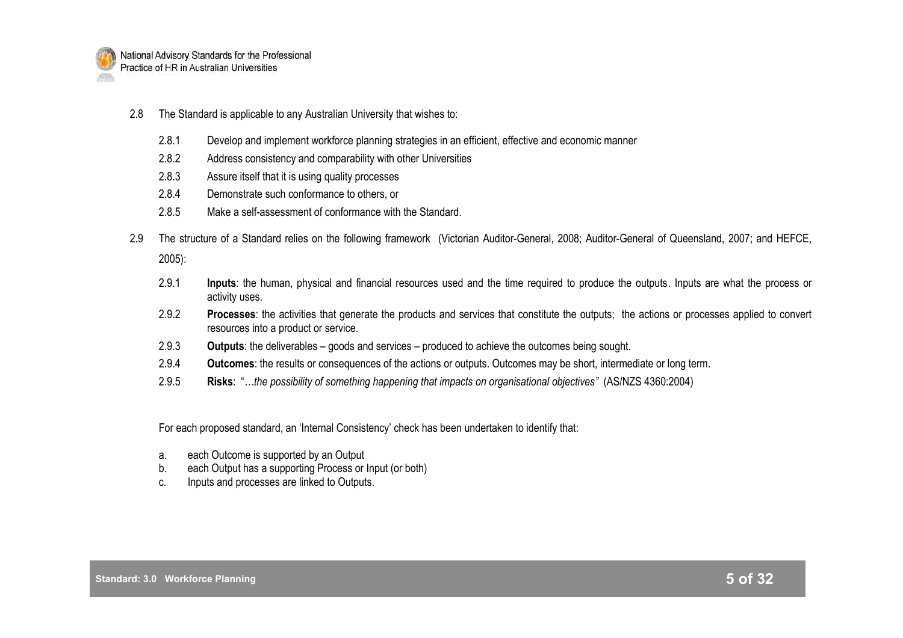2.8 The Standard is applicable to any Australian University that wishes to:

- 2.8.1 Develop and implement workforce planning strategies in an efficient, effective and economic manner
- 2.8.2 Address consistency and comparability with other Universities
- 2.8.3 Assure itself that it is using quality processes
- 2.8.4 Demonstrate such conformance to others, or
- 2.8.5 Make a self-assessment of conformance with the Standard.

2.9 The structure of a Standard relies on the following framework (Victorian Auditor-General, 2008; Auditor-General of Queensland, 2007; and HEFCE, 2005):

- 2.9.1 **Inputs**: the human, physical and financial resources used and the time required to produce the outputs. Inputs are what the process or activity uses.
- 2.9.2 **Processes**: the activities that generate the products and services that constitute the outputs; the actions or processes applied to convert resources into a product or service.
- 2.9.3 **Outputs**: the deliverables – goods and services – produced to achieve the outcomes being sought.
- 2.9.4 **Outcomes**: the results or consequences of the actions or outputs. Outcomes may be short, intermediate or long term.
- 2.9.5 **Risks**: "*…the possibility of something happening that impacts on organisational objectives*" (AS/NZS 4360:2004)

For each proposed standard, an 'Internal Consistency' check has been undertaken to identify that:

a. each Outcome is supported by an Output
b. each Output has a supporting Process or Input (or both)
c. Inputs and processes are linked to Outputs.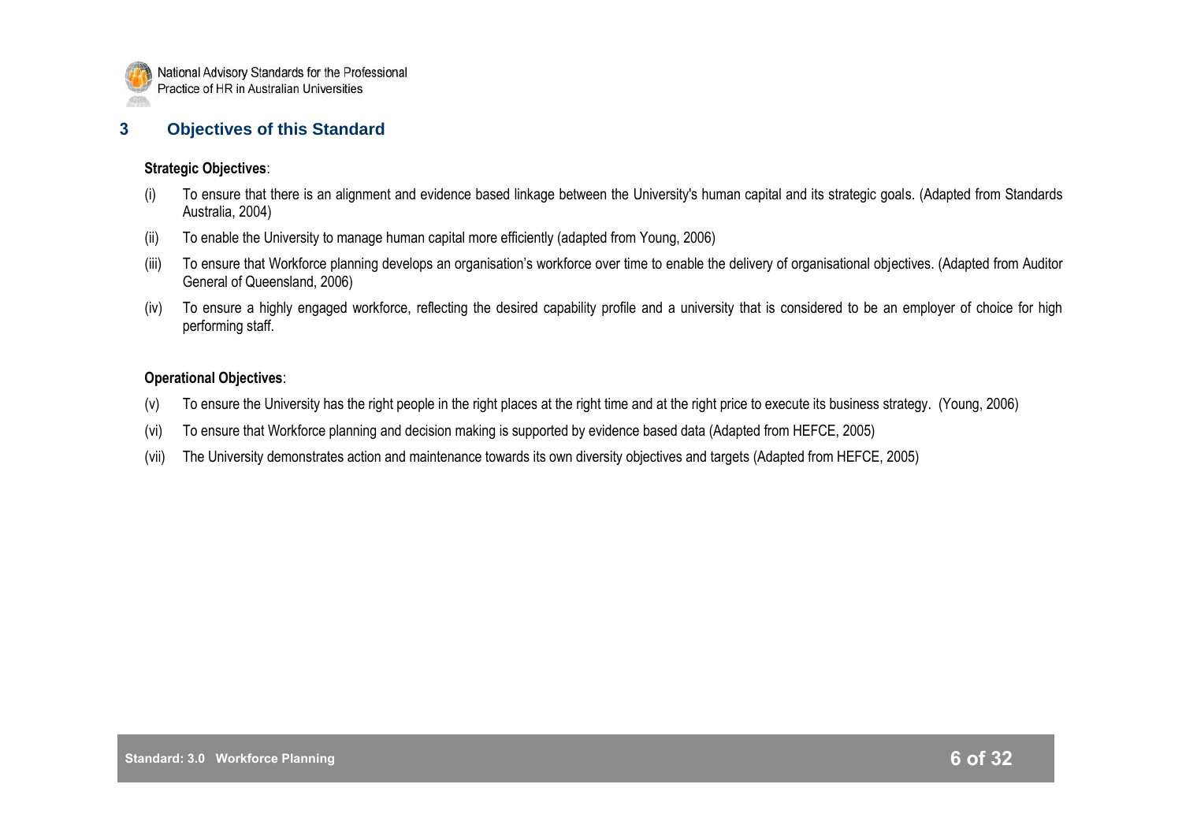## 3 Objectives of this Standard

**Strategic Objectives**:

(i) To ensure that there is an alignment and evidence based linkage between the University's human capital and its strategic goals. (Adapted from Standards Australia, 2004)

(ii) To enable the University to manage human capital more efficiently (adapted from Young, 2006)

(iii) To ensure that Workforce planning develops an organisation's workforce over time to enable the delivery of organisational objectives. (Adapted from Auditor General of Queensland, 2006)

(iv) To ensure a highly engaged workforce, reflecting the desired capability profile and a university that is considered to be an employer of choice for high performing staff.

**Operational Objectives**:

(v) To ensure the University has the right people in the right places at the right time and at the right price to execute its business strategy. (Young, 2006)

(vi) To ensure that Workforce planning and decision making is supported by evidence based data (Adapted from HEFCE, 2005)

(vii) The University demonstrates action and maintenance towards its own diversity objectives and targets (Adapted from HEFCE, 2005)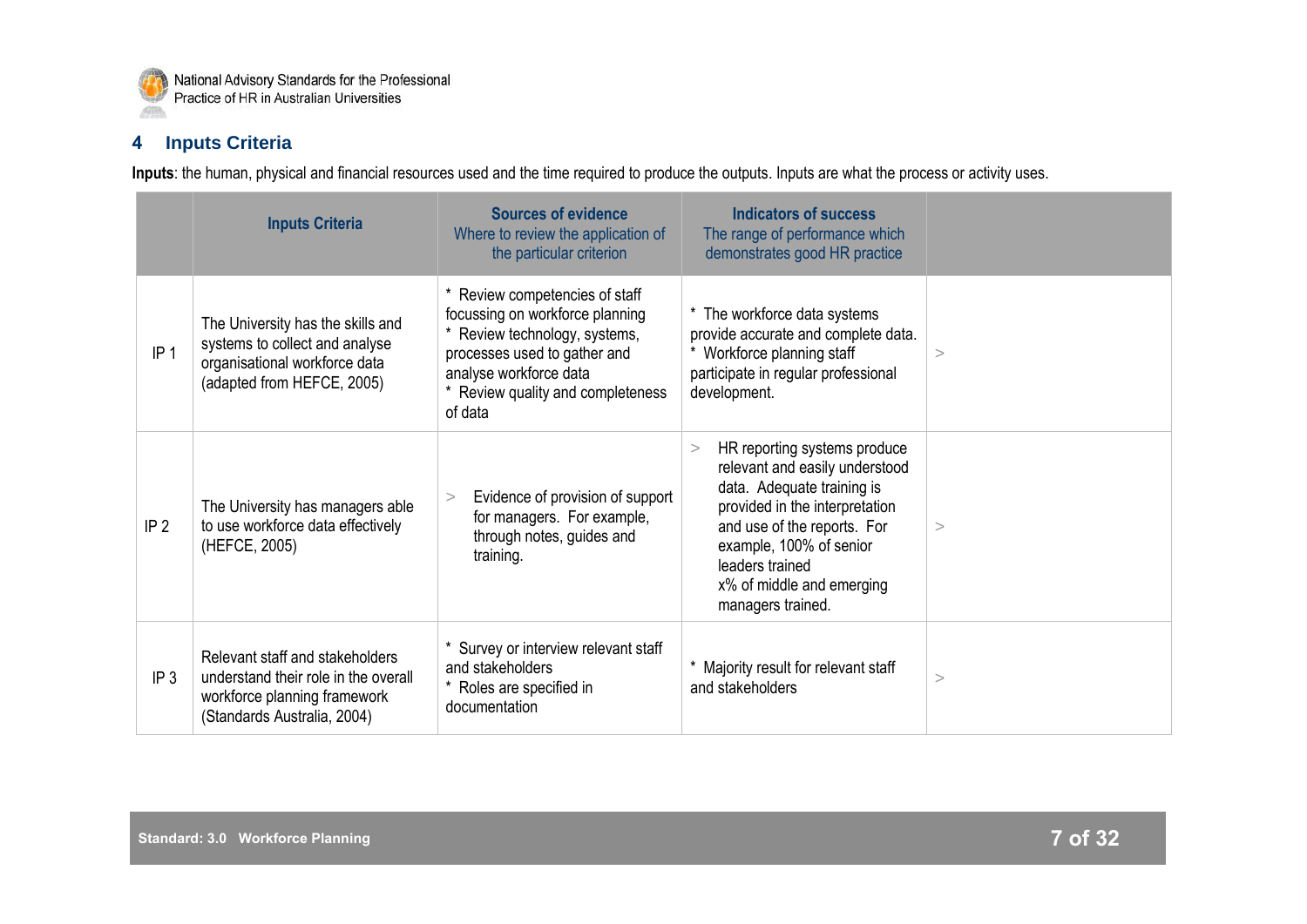## 4 Inputs Criteria

**Inputs**: the human, physical and financial resources used and the time required to produce the outputs. Inputs are what the process or activity uses.

| | Inputs Criteria | Sources of evidence<br>Where to review the application of the particular criterion | Indicators of success<br>The range of performance which demonstrates good HR practice | |
|---|---|---|---|---|
| IP 1 | The University has the skills and systems to collect and analyse organisational workforce data (adapted from HEFCE, 2005) | * Review competencies of staff focussing on workforce planning<br>* Review technology, systems, processes used to gather and analyse workforce data<br>* Review quality and completeness of data | * The workforce data systems provide accurate and complete data.<br>* Workforce planning staff participate in regular professional development. | > |
| IP 2 | The University has managers able to use workforce data effectively (HEFCE, 2005) | > Evidence of provision of support for managers. For example, through notes, guides and training. | > HR reporting systems produce relevant and easily understood data. Adequate training is provided in the interpretation and use of the reports. For example, 100% of senior leaders trained<br>x% of middle and emerging managers trained. | > |
| IP 3 | Relevant staff and stakeholders understand their role in the overall workforce planning framework (Standards Australia, 2004) | * Survey or interview relevant staff and stakeholders<br>* Roles are specified in documentation | * Majority result for relevant staff and stakeholders | > |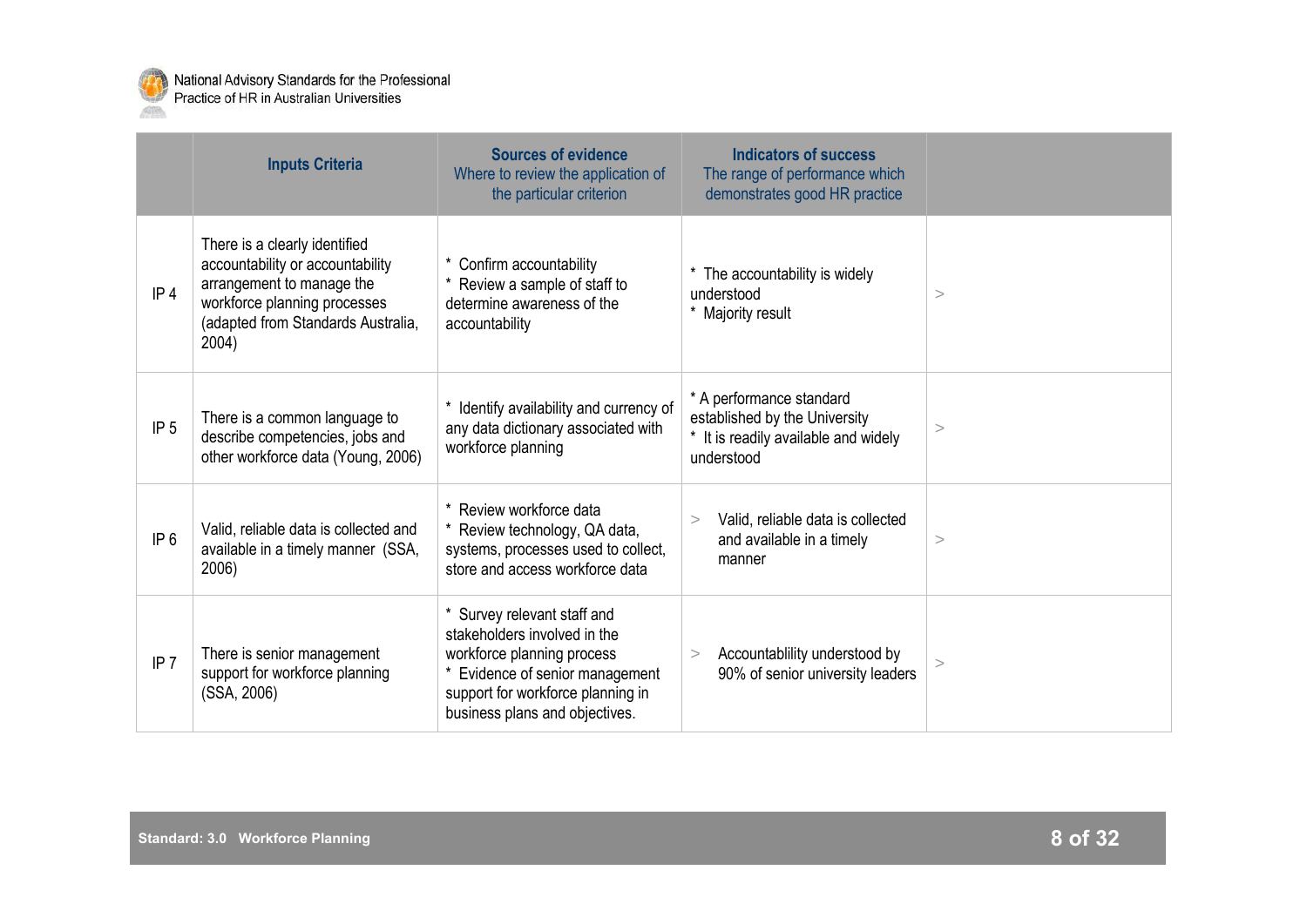| | Inputs Criteria | Sources of evidence<br>Where to review the application of the particular criterion | Indicators of success<br>The range of performance which demonstrates good HR practice | |
|---|---|---|---|---|
| IP 4 | There is a clearly identified accountability or accountability arrangement to manage the workforce planning processes (adapted from Standards Australia, 2004) | * Confirm accountability<br>* Review a sample of staff to determine awareness of the accountability | * The accountability is widely understood<br>* Majority result | > |
| IP 5 | There is a common language to describe competencies, jobs and other workforce data (Young, 2006) | * Identify availability and currency of any data dictionary associated with workforce planning | * A performance standard established by the University<br>* It is readily available and widely understood | > |
| IP 6 | Valid, reliable data is collected and available in a timely manner (SSA, 2006) | * Review workforce data<br>* Review technology, QA data, systems, processes used to collect, store and access workforce data | > Valid, reliable data is collected and available in a timely manner | > |
| IP 7 | There is senior management support for workforce planning (SSA, 2006) | * Survey relevant staff and stakeholders involved in the workforce planning process<br>* Evidence of senior management support for workforce planning in business plans and objectives. | > Accountablility understood by 90% of senior university leaders | > |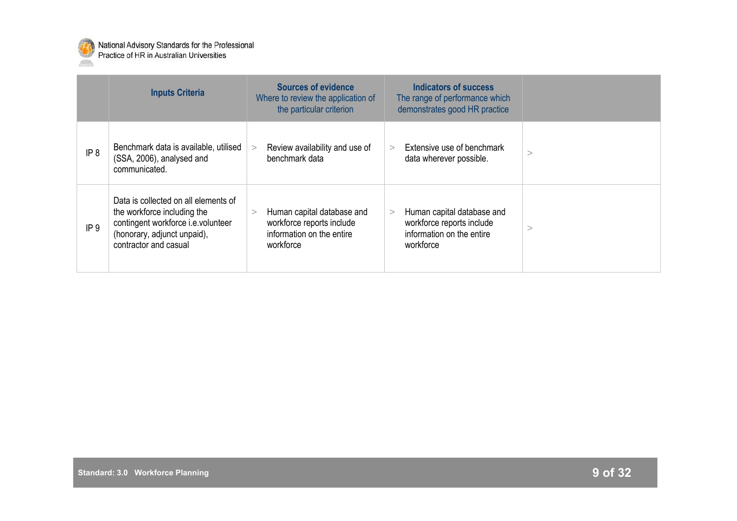| | Inputs Criteria | Sources of evidence<br>Where to review the application of the particular criterion | Indicators of success<br>The range of performance which demonstrates good HR practice | |
|---|---|---|---|---|
| IP 8 | Benchmark data is available, utilised (SSA, 2006), analysed and communicated. | > Review availability and use of benchmark data | > Extensive use of benchmark data wherever possible. | > |
| IP 9 | Data is collected on all elements of the workforce including the contingent workforce i.e.volunteer (honorary, adjunct unpaid), contractor and casual | > Human capital database and workforce reports include information on the entire workforce | > Human capital database and workforce reports include information on the entire workforce | > |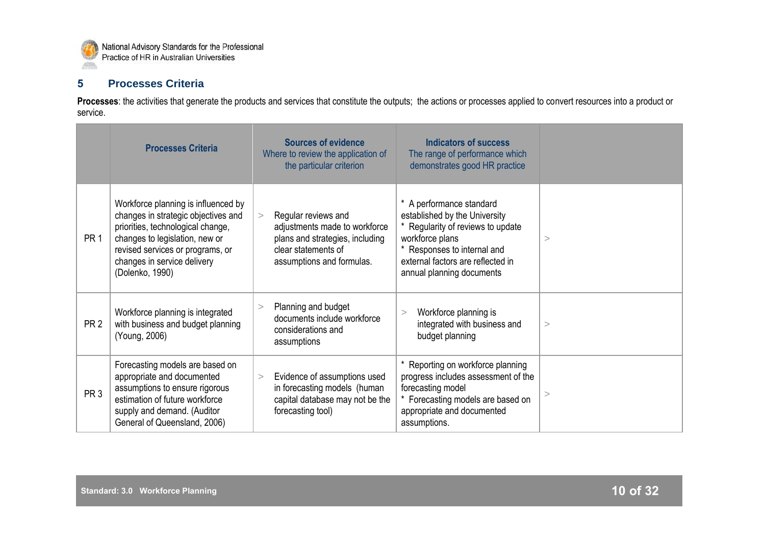## 5 Processes Criteria

**Processes**: the activities that generate the products and services that constitute the outputs; the actions or processes applied to convert resources into a product or service.

| | Processes Criteria | Sources of evidence<br>Where to review the application of the particular criterion | Indicators of success<br>The range of performance which demonstrates good HR practice | |
|---|---|---|---|---|
| PR 1 | Workforce planning is influenced by changes in strategic objectives and priorities, technological change, changes to legislation, new or revised services or programs, or changes in service delivery (Dolenko, 1990) | > Regular reviews and adjustments made to workforce plans and strategies, including clear statements of assumptions and formulas. | * A performance standard established by the University<br>* Regularity of reviews to update workforce plans<br>* Responses to internal and external factors are reflected in annual planning documents | > |
| PR 2 | Workforce planning is integrated with business and budget planning (Young, 2006) | > Planning and budget documents include workforce considerations and assumptions | > Workforce planning is integrated with business and budget planning | > |
| PR 3 | Forecasting models are based on appropriate and documented assumptions to ensure rigorous estimation of future workforce supply and demand. (Auditor General of Queensland, 2006) | > Evidence of assumptions used in forecasting models (human capital database may not be the forecasting tool) | * Reporting on workforce planning progress includes assessment of the forecasting model<br>* Forecasting models are based on appropriate and documented assumptions. | > |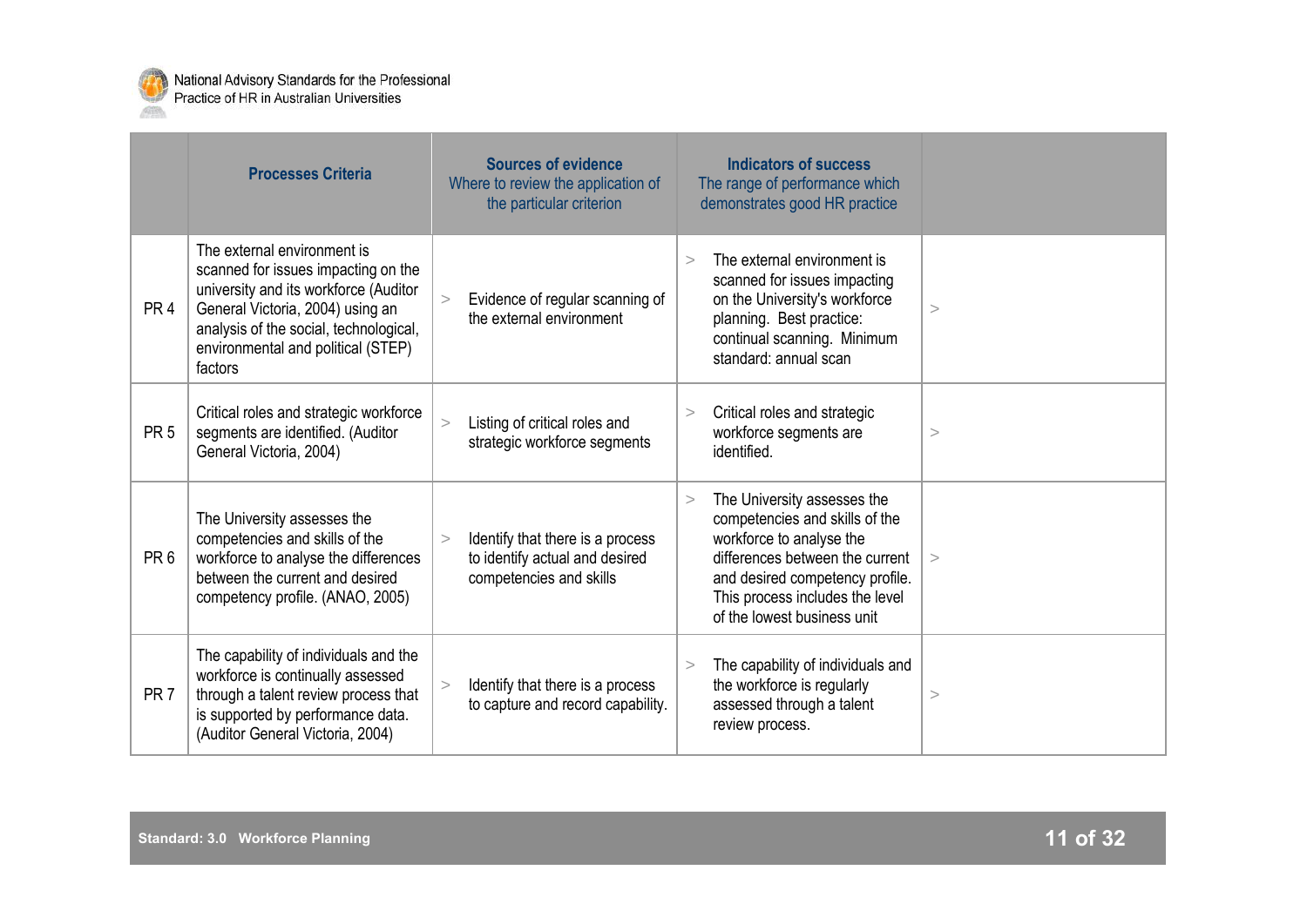| | Processes Criteria | Sources of evidence<br>Where to review the application of the particular criterion | Indicators of success<br>The range of performance which demonstrates good HR practice | |
|---|---|---|---|---|
| PR 4 | The external environment is scanned for issues impacting on the university and its workforce (Auditor General Victoria, 2004) using an analysis of the social, technological, environmental and political (STEP) factors | > Evidence of regular scanning of the external environment | > The external environment is scanned for issues impacting on the University's workforce planning. Best practice: continual scanning. Minimum standard: annual scan | > |
| PR 5 | Critical roles and strategic workforce segments are identified. (Auditor General Victoria, 2004) | > Listing of critical roles and strategic workforce segments | > Critical roles and strategic workforce segments are identified. | > |
| PR 6 | The University assesses the competencies and skills of the workforce to analyse the differences between the current and desired competency profile. (ANAO, 2005) | > Identify that there is a process to identify actual and desired competencies and skills | > The University assesses the competencies and skills of the workforce to analyse the differences between the current and desired competency profile. This process includes the level of the lowest business unit | > |
| PR 7 | The capability of individuals and the workforce is continually assessed through a talent review process that is supported by performance data. (Auditor General Victoria, 2004) | > Identify that there is a process to capture and record capability. | > The capability of individuals and the workforce is regularly assessed through a talent review process. | > |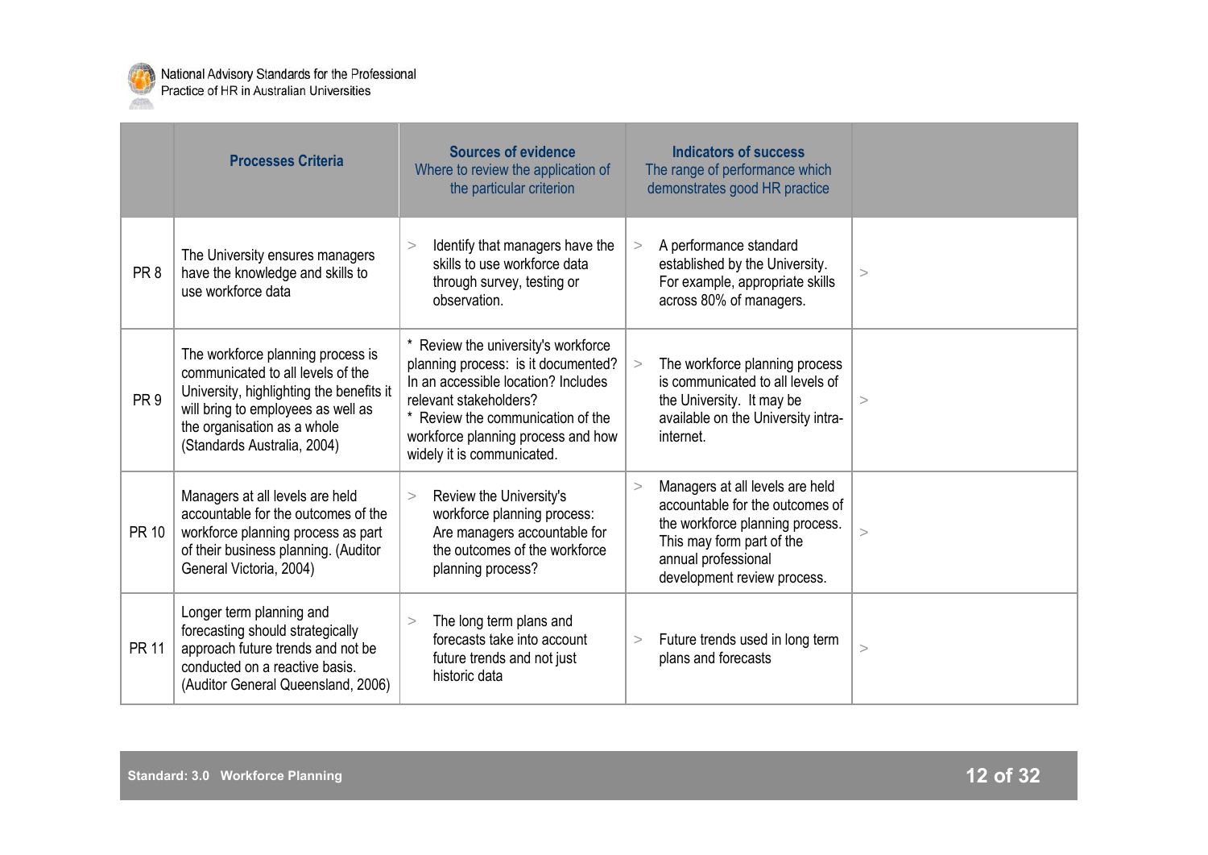| | Processes Criteria | Sources of evidence<br>Where to review the application of the particular criterion | Indicators of success<br>The range of performance which demonstrates good HR practice | |
|---|---|---|---|---|
| PR 8 | The University ensures managers have the knowledge and skills to use workforce data | > Identify that managers have the skills to use workforce data through survey, testing or observation. | > A performance standard established by the University. For example, appropriate skills across 80% of managers. | > |
| PR 9 | The workforce planning process is communicated to all levels of the University, highlighting the benefits it will bring to employees as well as the organisation as a whole (Standards Australia, 2004) | * Review the university's workforce planning process: is it documented? In an accessible location? Includes relevant stakeholders?<br>* Review the communication of the workforce planning process and how widely it is communicated. | > The workforce planning process is communicated to all levels of the University. It may be available on the University intra-internet. | > |
| PR 10 | Managers at all levels are held accountable for the outcomes of the workforce planning process as part of their business planning. (Auditor General Victoria, 2004) | > Review the University's workforce planning process: Are managers accountable for the outcomes of the workforce planning process? | > Managers at all levels are held accountable for the outcomes of the workforce planning process. This may form part of the annual professional development review process. | > |
| PR 11 | Longer term planning and forecasting should strategically approach future trends and not be conducted on a reactive basis. (Auditor General Queensland, 2006) | > The long term plans and forecasts take into account future trends and not just historic data | > Future trends used in long term plans and forecasts | > |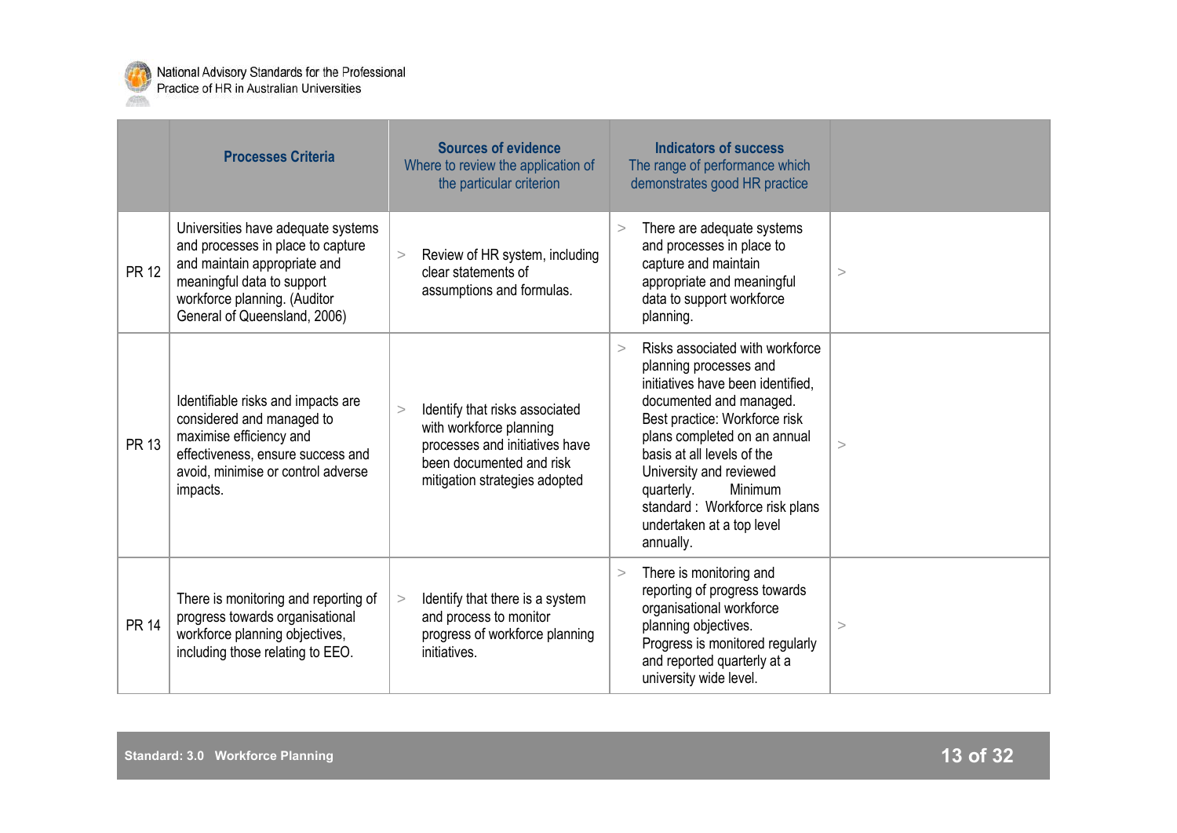| | Processes Criteria | Sources of evidence<br>Where to review the application of the particular criterion | Indicators of success<br>The range of performance which demonstrates good HR practice | |
|---|---|---|---|---|
| PR 12 | Universities have adequate systems and processes in place to capture and maintain appropriate and meaningful data to support workforce planning. (Auditor General of Queensland, 2006) | > Review of HR system, including clear statements of assumptions and formulas. | > There are adequate systems and processes in place to capture and maintain appropriate and meaningful data to support workforce planning. | > |
| PR 13 | Identifiable risks and impacts are considered and managed to maximise efficiency and effectiveness, ensure success and avoid, minimise or control adverse impacts. | > Identify that risks associated with workforce planning processes and initiatives have been documented and risk mitigation strategies adopted | > Risks associated with workforce planning processes and initiatives have been identified, documented and managed. Best practice: Workforce risk plans completed on an annual basis at all levels of the University and reviewed quarterly. Minimum standard : Workforce risk plans undertaken at a top level annually. | > |
| PR 14 | There is monitoring and reporting of progress towards organisational workforce planning objectives, including those relating to EEO. | > Identify that there is a system and process to monitor progress of workforce planning initiatives. | > There is monitoring and reporting of progress towards organisational workforce planning objectives. Progress is monitored regularly and reported quarterly at a university wide level. | > |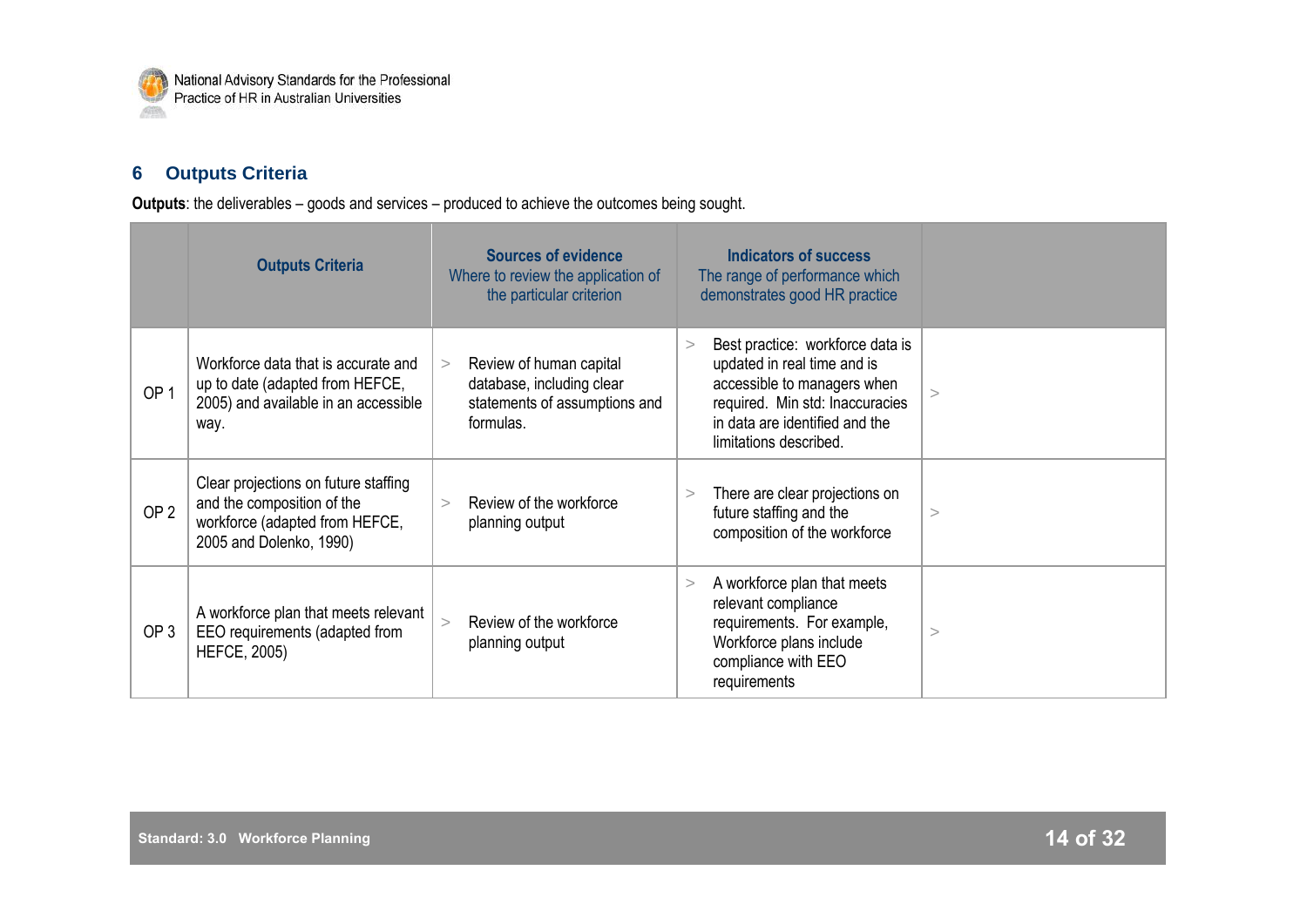## 6 Outputs Criteria

**Outputs**: the deliverables – goods and services – produced to achieve the outcomes being sought.

| | Outputs Criteria | Sources of evidence<br>Where to review the application of the particular criterion | Indicators of success<br>The range of performance which demonstrates good HR practice | |
|---|---|---|---|---|
| OP 1 | Workforce data that is accurate and up to date (adapted from HEFCE, 2005) and available in an accessible way. | > Review of human capital database, including clear statements of assumptions and formulas. | > Best practice: workforce data is updated in real time and is accessible to managers when required. Min std: Inaccuracies in data are identified and the limitations described. | > |
| OP 2 | Clear projections on future staffing and the composition of the workforce (adapted from HEFCE, 2005 and Dolenko, 1990) | > Review of the workforce planning output | > There are clear projections on future staffing and the composition of the workforce | > |
| OP 3 | A workforce plan that meets relevant EEO requirements (adapted from HEFCE, 2005) | > Review of the workforce planning output | > A workforce plan that meets relevant compliance requirements. For example, Workforce plans include compliance with EEO requirements | > |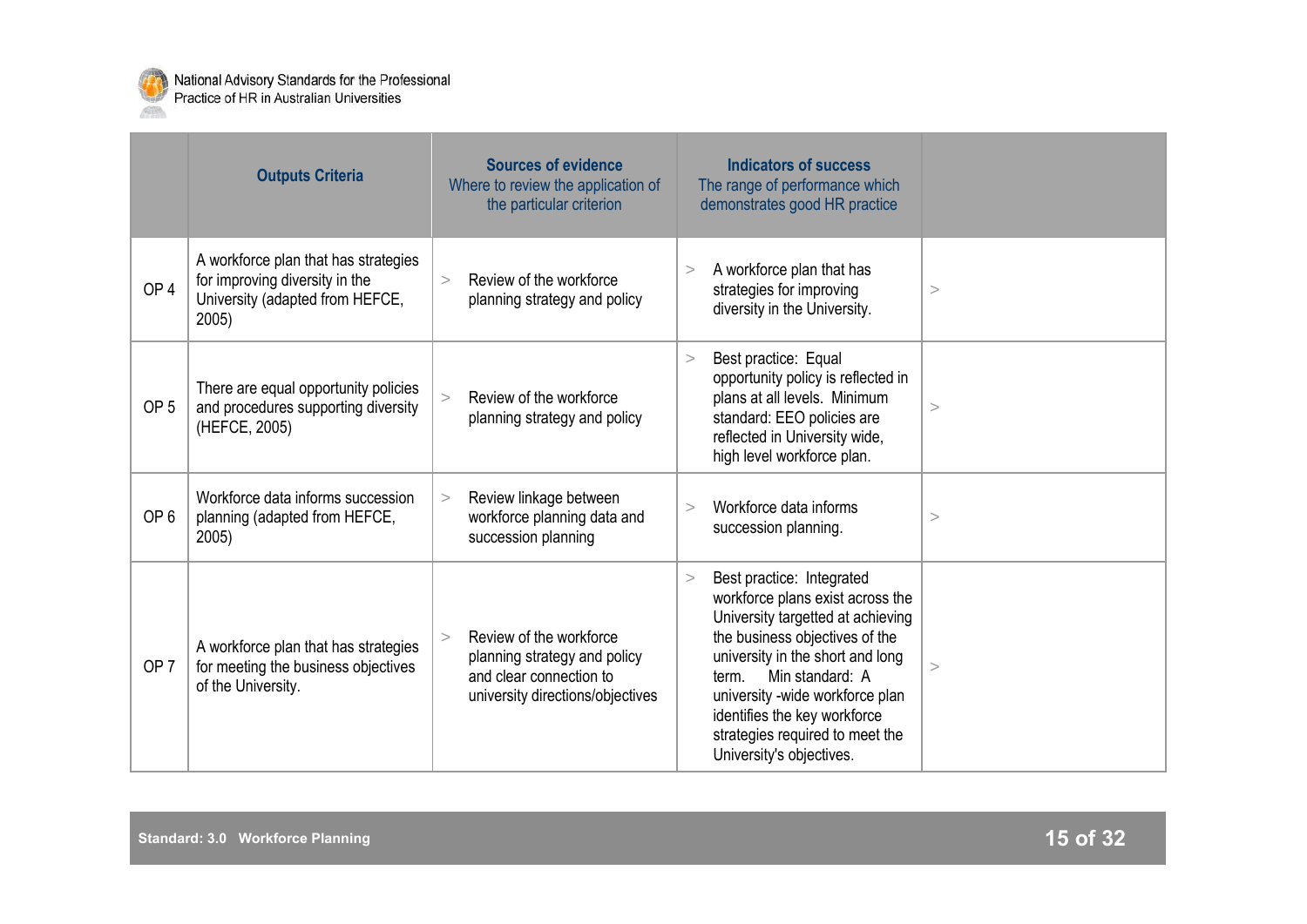| | Outputs Criteria | Sources of evidence<br>Where to review the application of the particular criterion | Indicators of success<br>The range of performance which demonstrates good HR practice | |
|---|---|---|---|---|
| OP 4 | A workforce plan that has strategies for improving diversity in the University (adapted from HEFCE, 2005) | > Review of the workforce planning strategy and policy | > A workforce plan that has strategies for improving diversity in the University. | > |
| OP 5 | There are equal opportunity policies and procedures supporting diversity (HEFCE, 2005) | > Review of the workforce planning strategy and policy | > Best practice: Equal opportunity policy is reflected in plans at all levels. Minimum standard: EEO policies are reflected in University wide, high level workforce plan. | > |
| OP 6 | Workforce data informs succession planning (adapted from HEFCE, 2005) | > Review linkage between workforce planning data and succession planning | > Workforce data informs succession planning. | > |
| OP 7 | A workforce plan that has strategies for meeting the business objectives of the University. | > Review of the workforce planning strategy and policy and clear connection to university directions/objectives | > Best practice: Integrated workforce plans exist across the University targetted at achieving the business objectives of the university in the short and long term. Min standard: A university -wide workforce plan identifies the key workforce strategies required to meet the University's objectives. | > |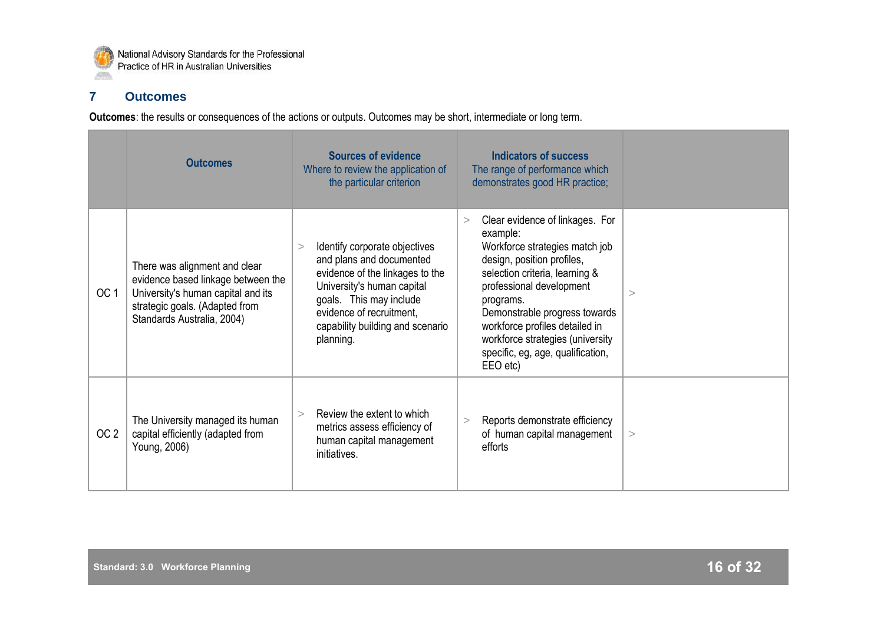## 7 Outcomes

**Outcomes**: the results or consequences of the actions or outputs. Outcomes may be short, intermediate or long term.

| | Outcomes | Sources of evidence<br>Where to review the application of the particular criterion | Indicators of success<br>The range of performance which demonstrates good HR practice; | |
|---|---|---|---|---|
| OC 1 | There was alignment and clear evidence based linkage between the University's human capital and its strategic goals. (Adapted from Standards Australia, 2004) | > Identify corporate objectives and plans and documented evidence of the linkages to the University's human capital goals. This may include evidence of recruitment, capability building and scenario planning. | > Clear evidence of linkages. For example:<br>Workforce strategies match job design, position profiles, selection criteria, learning & professional development programs.<br>Demonstrable progress towards workforce profiles detailed in workforce strategies (university specific, eg, age, qualification, EEO etc) | > |
| OC 2 | The University managed its human capital efficiently (adapted from Young, 2006) | > Review the extent to which metrics assess efficiency of human capital management initiatives. | > Reports demonstrate efficiency of human capital management efforts | > |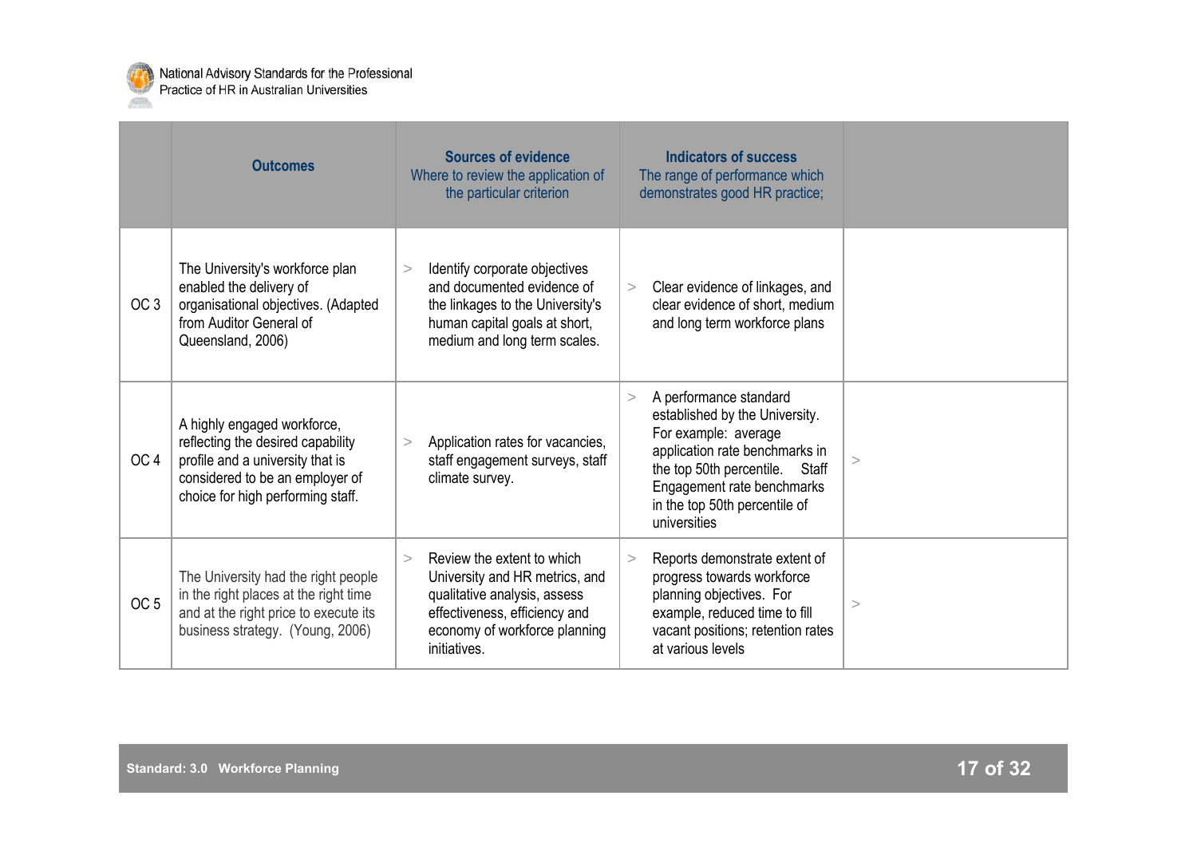| | Outcomes | Sources of evidence<br>Where to review the application of the particular criterion | Indicators of success<br>The range of performance which demonstrates good HR practice; | |
|---|---|---|---|---|
| OC 3 | The University's workforce plan enabled the delivery of organisational objectives. (Adapted from Auditor General of Queensland, 2006) | > Identify corporate objectives and documented evidence of the linkages to the University's human capital goals at short, medium and long term scales. | > Clear evidence of linkages, and clear evidence of short, medium and long term workforce plans | |
| OC 4 | A highly engaged workforce, reflecting the desired capability profile and a university that is considered to be an employer of choice for high performing staff. | > Application rates for vacancies, staff engagement surveys, staff climate survey. | > A performance standard established by the University. For example: average application rate benchmarks in the top 50th percentile. Staff Engagement rate benchmarks in the top 50th percentile of universities | > |
| OC 5 | The University had the right people in the right places at the right time and at the right price to execute its business strategy. (Young, 2006) | > Review the extent to which University and HR metrics, and qualitative analysis, assess effectiveness, efficiency and economy of workforce planning initiatives. | > Reports demonstrate extent of progress towards workforce planning objectives. For example, reduced time to fill vacant positions; retention rates at various levels | > |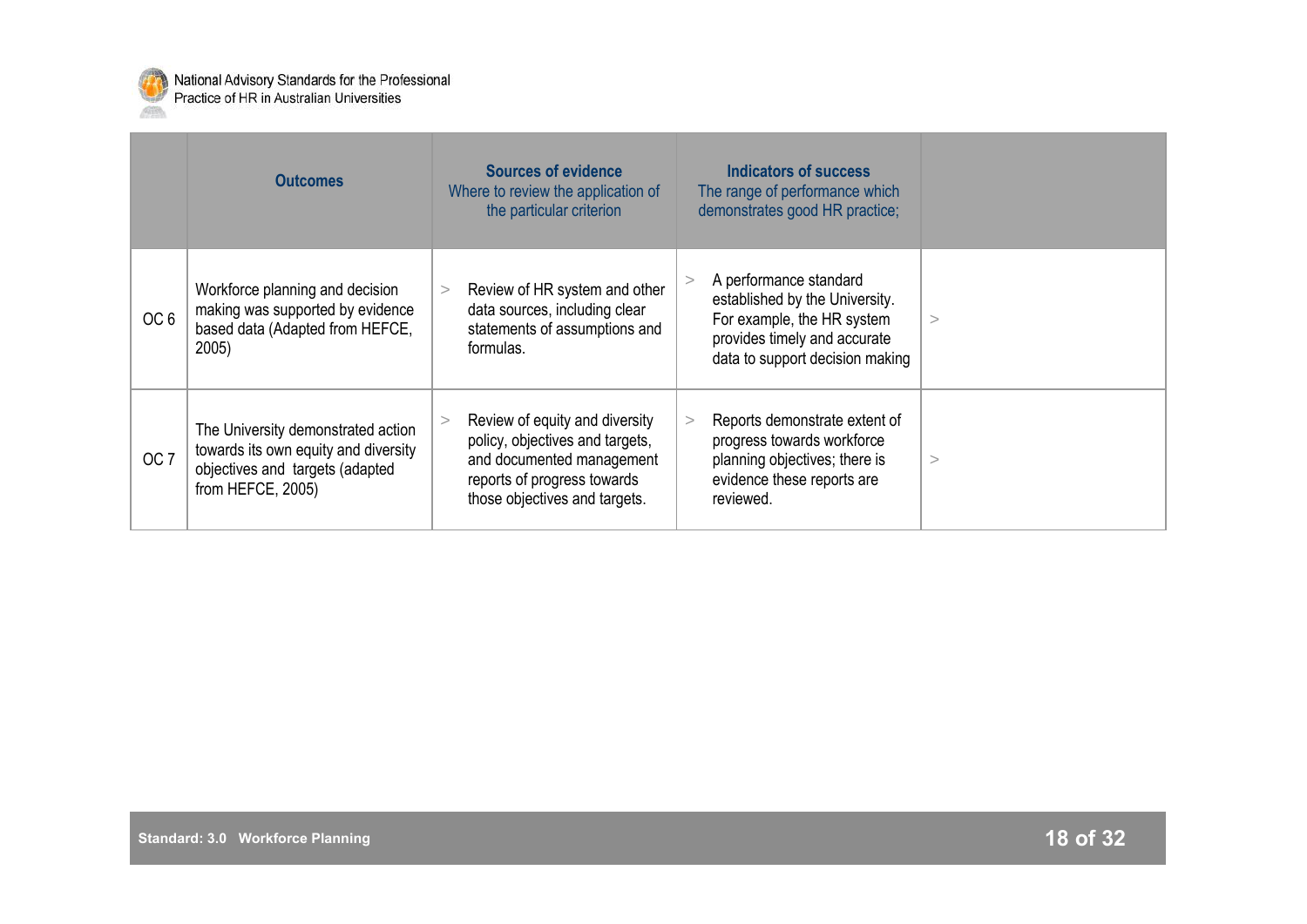| | Outcomes | Sources of evidence<br>Where to review the application of the particular criterion | Indicators of success<br>The range of performance which demonstrates good HR practice; | |
|---|---|---|---|---|
| OC 6 | Workforce planning and decision making was supported by evidence based data (Adapted from HEFCE, 2005) | > Review of HR system and other data sources, including clear statements of assumptions and formulas. | > A performance standard established by the University. For example, the HR system provides timely and accurate data to support decision making | > |
| OC 7 | The University demonstrated action towards its own equity and diversity objectives and targets (adapted from HEFCE, 2005) | > Review of equity and diversity policy, objectives and targets, and documented management reports of progress towards those objectives and targets. | > Reports demonstrate extent of progress towards workforce planning objectives; there is evidence these reports are reviewed. | > |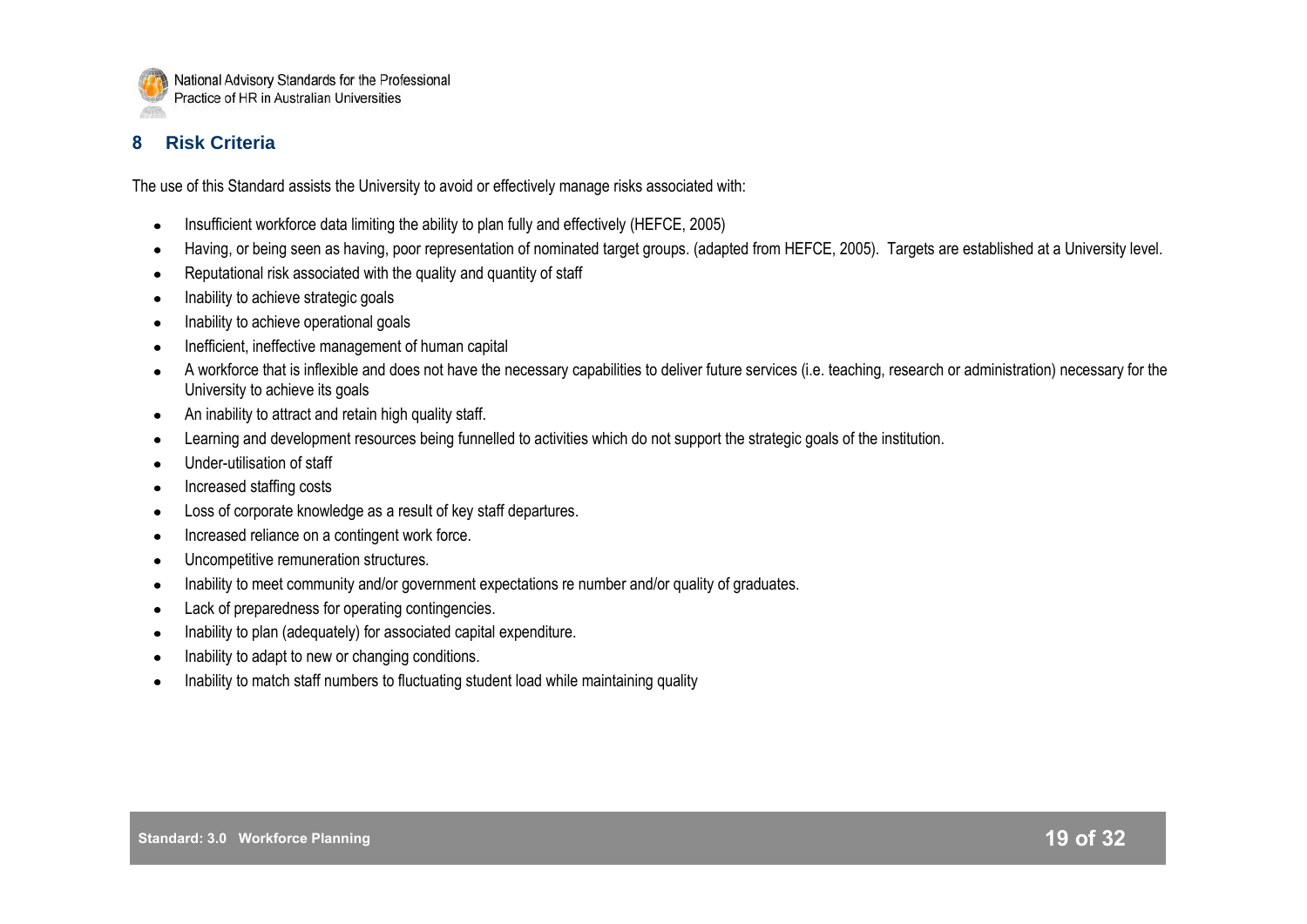## 8 Risk Criteria

The use of this Standard assists the University to avoid or effectively manage risks associated with:

- Insufficient workforce data limiting the ability to plan fully and effectively (HEFCE, 2005)
- Having, or being seen as having, poor representation of nominated target groups. (adapted from HEFCE, 2005). Targets are established at a University level.
- Reputational risk associated with the quality and quantity of staff
- Inability to achieve strategic goals
- Inability to achieve operational goals
- Inefficient, ineffective management of human capital
- A workforce that is inflexible and does not have the necessary capabilities to deliver future services (i.e. teaching, research or administration) necessary for the University to achieve its goals
- An inability to attract and retain high quality staff.
- Learning and development resources being funnelled to activities which do not support the strategic goals of the institution.
- Under-utilisation of staff
- Increased staffing costs
- Loss of corporate knowledge as a result of key staff departures.
- Increased reliance on a contingent work force.
- Uncompetitive remuneration structures.
- Inability to meet community and/or government expectations re number and/or quality of graduates.
- Lack of preparedness for operating contingencies.
- Inability to plan (adequately) for associated capital expenditure.
- Inability to adapt to new or changing conditions.
- Inability to match staff numbers to fluctuating student load while maintaining quality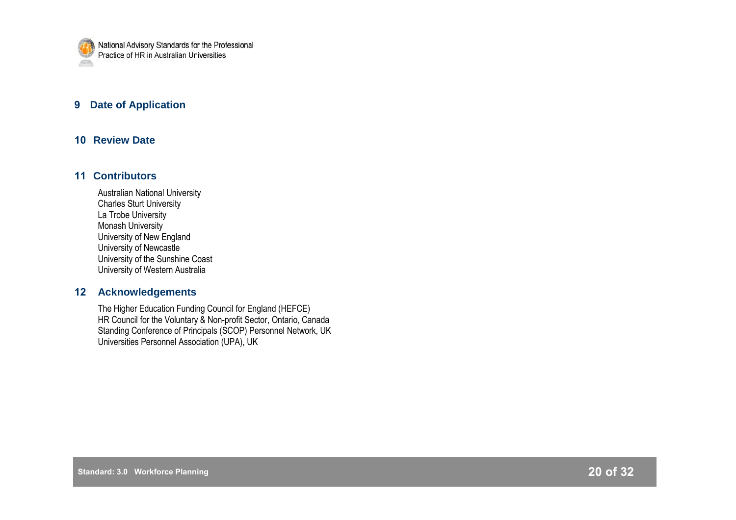## 9 Date of Application

## 10 Review Date

## 11 Contributors

Australian National University
Charles Sturt University
La Trobe University
Monash University
University of New England
University of Newcastle
University of the Sunshine Coast
University of Western Australia

## 12 Acknowledgements

The Higher Education Funding Council for England (HEFCE)
HR Council for the Voluntary & Non-profit Sector, Ontario, Canada
Standing Conference of Principals (SCOP) Personnel Network, UK
Universities Personnel Association (UPA), UK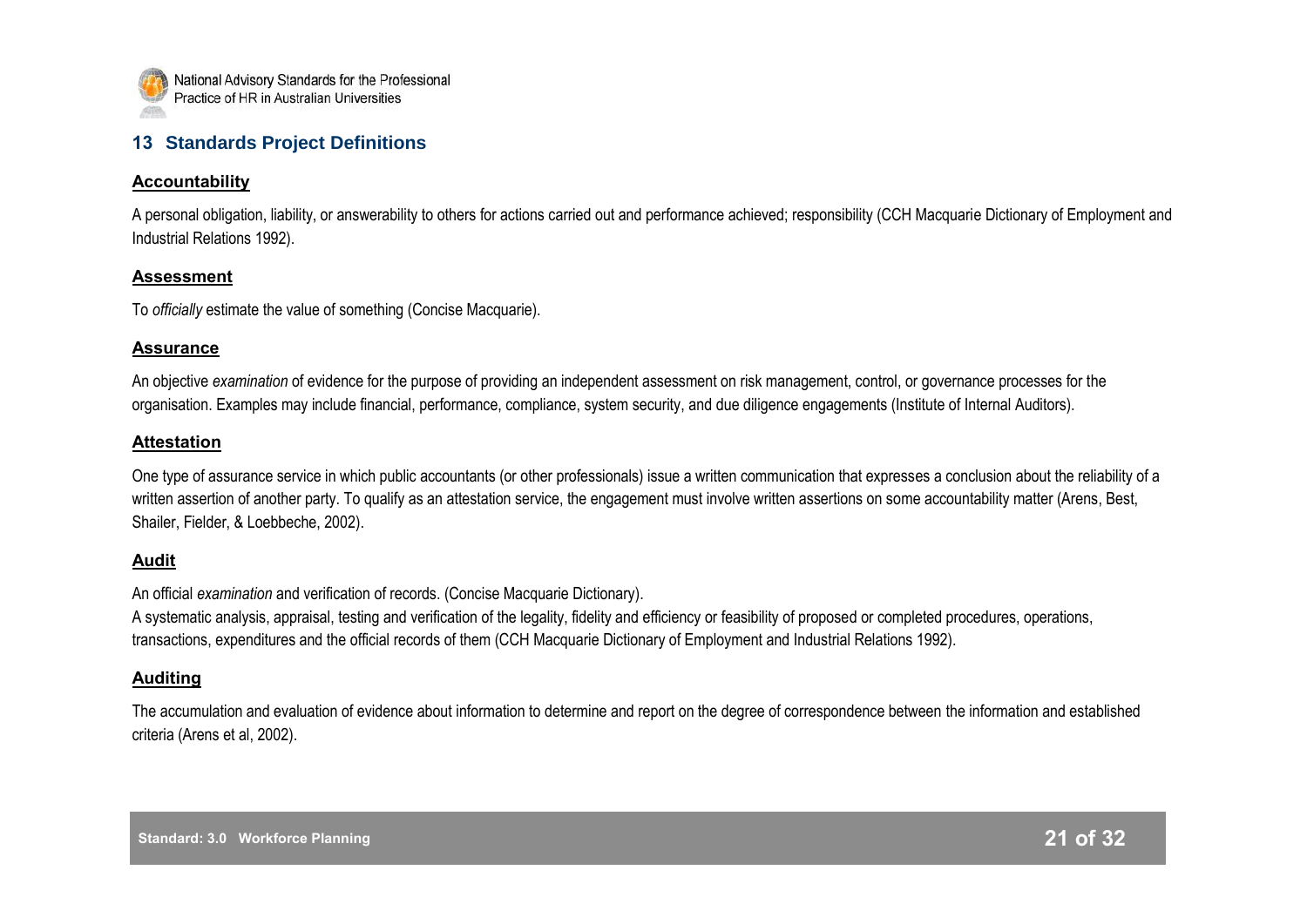## 13 Standards Project Definitions

### Accountability

A personal obligation, liability, or answerability to others for actions carried out and performance achieved; responsibility (CCH Macquarie Dictionary of Employment and Industrial Relations 1992).

### Assessment

To *officially* estimate the value of something (Concise Macquarie).

### Assurance

An objective *examination* of evidence for the purpose of providing an independent assessment on risk management, control, or governance processes for the organisation. Examples may include financial, performance, compliance, system security, and due diligence engagements (Institute of Internal Auditors).

### Attestation

One type of assurance service in which public accountants (or other professionals) issue a written communication that expresses a conclusion about the reliability of a written assertion of another party. To qualify as an attestation service, the engagement must involve written assertions on some accountability matter (Arens, Best, Shailer, Fielder, & Loebbeche, 2002).

### Audit

An official *examination* and verification of records. (Concise Macquarie Dictionary).

A systematic analysis, appraisal, testing and verification of the legality, fidelity and efficiency or feasibility of proposed or completed procedures, operations, transactions, expenditures and the official records of them (CCH Macquarie Dictionary of Employment and Industrial Relations 1992).

### Auditing

The accumulation and evaluation of evidence about information to determine and report on the degree of correspondence between the information and established criteria (Arens et al, 2002).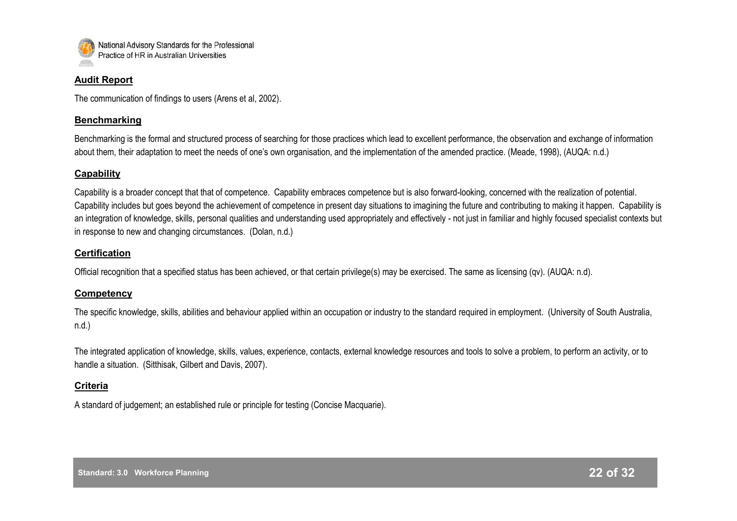**Audit Report**

The communication of findings to users (Arens et al, 2002).

**Benchmarking**

Benchmarking is the formal and structured process of searching for those practices which lead to excellent performance, the observation and exchange of information about them, their adaptation to meet the needs of one's own organisation, and the implementation of the amended practice. (Meade, 1998), (AUQA: n.d.)

**Capability**

Capability is a broader concept that that of competence. Capability embraces competence but is also forward-looking, concerned with the realization of potential. Capability includes but goes beyond the achievement of competence in present day situations to imagining the future and contributing to making it happen. Capability is an integration of knowledge, skills, personal qualities and understanding used appropriately and effectively - not just in familiar and highly focused specialist contexts but in response to new and changing circumstances. (Dolan, n.d.)

**Certification**

Official recognition that a specified status has been achieved, or that certain privilege(s) may be exercised. The same as licensing (qv). (AUQA: n.d).

**Competency**

The specific knowledge, skills, abilities and behaviour applied within an occupation or industry to the standard required in employment. (University of South Australia, n.d.)

The integrated application of knowledge, skills, values, experience, contacts, external knowledge resources and tools to solve a problem, to perform an activity, or to handle a situation. (Sitthisak, Gilbert and Davis, 2007).

**Criteria**

A standard of judgement; an established rule or principle for testing (Concise Macquarie).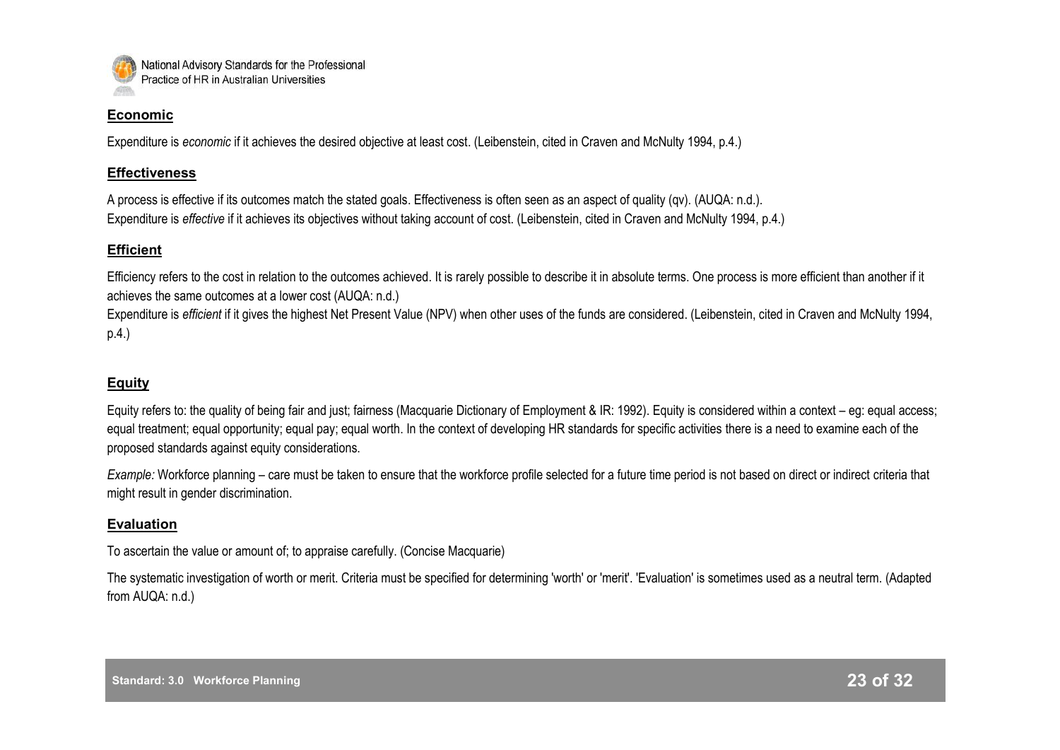### Economic

Expenditure is *economic* if it achieves the desired objective at least cost. (Leibenstein, cited in Craven and McNulty 1994, p.4.)

### Effectiveness

A process is effective if its outcomes match the stated goals. Effectiveness is often seen as an aspect of quality (qv). (AUQA: n.d.).
Expenditure is *effective* if it achieves its objectives without taking account of cost. (Leibenstein, cited in Craven and McNulty 1994, p.4.)

### Efficient

Efficiency refers to the cost in relation to the outcomes achieved. It is rarely possible to describe it in absolute terms. One process is more efficient than another if it achieves the same outcomes at a lower cost (AUQA: n.d.)
Expenditure is *efficient* if it gives the highest Net Present Value (NPV) when other uses of the funds are considered. (Leibenstein, cited in Craven and McNulty 1994, p.4.)

### Equity

Equity refers to: the quality of being fair and just; fairness (Macquarie Dictionary of Employment & IR: 1992). Equity is considered within a context – eg: equal access; equal treatment; equal opportunity; equal pay; equal worth. In the context of developing HR standards for specific activities there is a need to examine each of the proposed standards against equity considerations.

*Example:* Workforce planning – care must be taken to ensure that the workforce profile selected for a future time period is not based on direct or indirect criteria that might result in gender discrimination.

### Evaluation

To ascertain the value or amount of; to appraise carefully. (Concise Macquarie)

The systematic investigation of worth or merit. Criteria must be specified for determining 'worth' or 'merit'. 'Evaluation' is sometimes used as a neutral term. (Adapted from AUQA: n.d.)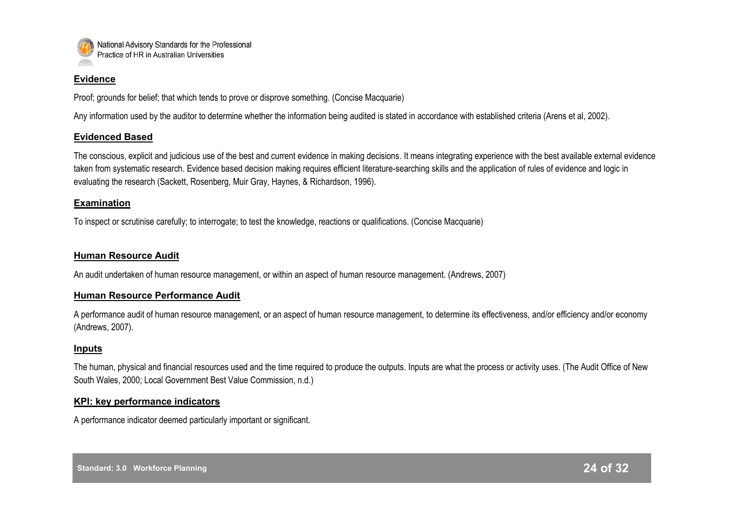**Evidence**

Proof; grounds for belief; that which tends to prove or disprove something. (Concise Macquarie)

Any information used by the auditor to determine whether the information being audited is stated in accordance with established criteria (Arens et al, 2002).

**Evidenced Based**

The conscious, explicit and judicious use of the best and current evidence in making decisions. It means integrating experience with the best available external evidence taken from systematic research. Evidence based decision making requires efficient literature-searching skills and the application of rules of evidence and logic in evaluating the research (Sackett, Rosenberg, Muir Gray, Haynes, & Richardson, 1996).

**Examination**

To inspect or scrutinise carefully; to interrogate; to test the knowledge, reactions or qualifications. (Concise Macquarie)

**Human Resource Audit**

An audit undertaken of human resource management, or within an aspect of human resource management. (Andrews, 2007)

**Human Resource Performance Audit**

A performance audit of human resource management, or an aspect of human resource management, to determine its effectiveness, and/or efficiency and/or economy (Andrews, 2007).

**Inputs**

The human, physical and financial resources used and the time required to produce the outputs. Inputs are what the process or activity uses. (The Audit Office of New South Wales, 2000; Local Government Best Value Commission, n.d.)

**KPI: key performance indicators**

A performance indicator deemed particularly important or significant.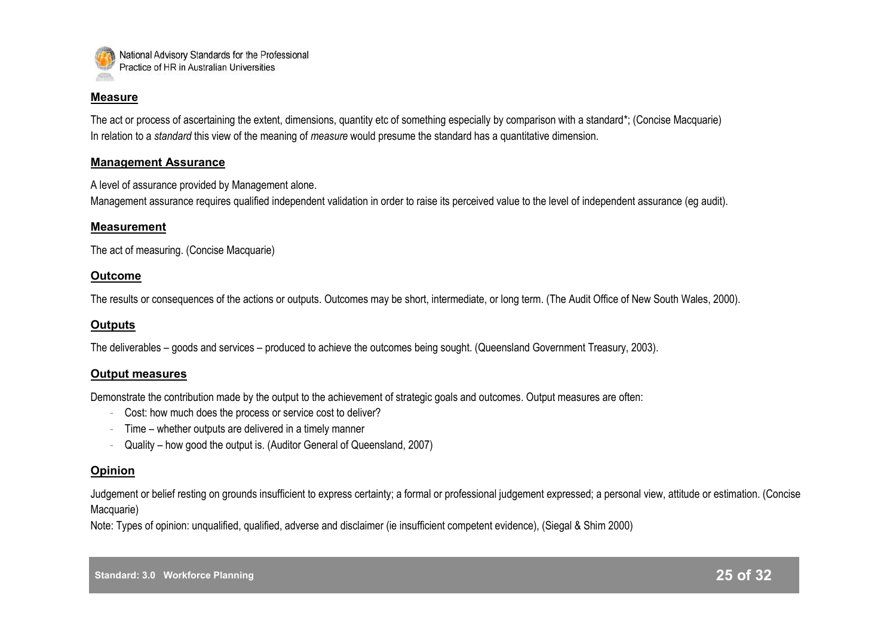## Measure

The act or process of ascertaining the extent, dimensions, quantity etc of something especially by comparison with a standard*; (Concise Macquarie)
In relation to a *standard* this view of the meaning of *measure* would presume the standard has a quantitative dimension.

## Management Assurance

A level of assurance provided by Management alone.
Management assurance requires qualified independent validation in order to raise its perceived value to the level of independent assurance (eg audit).

## Measurement

The act of measuring. (Concise Macquarie)

## Outcome

The results or consequences of the actions or outputs. Outcomes may be short, intermediate, or long term. (The Audit Office of New South Wales, 2000).

## Outputs

The deliverables – goods and services – produced to achieve the outcomes being sought. (Queensland Government Treasury, 2003).

## Output measures

Demonstrate the contribution made by the output to the achievement of strategic goals and outcomes. Output measures are often:

- Cost: how much does the process or service cost to deliver?
- Time – whether outputs are delivered in a timely manner
- Quality – how good the output is. (Auditor General of Queensland, 2007)

## Opinion

Judgement or belief resting on grounds insufficient to express certainty; a formal or professional judgement expressed; a personal view, attitude or estimation. (Concise Macquarie)
Note: Types of opinion: unqualified, qualified, adverse and disclaimer (ie insufficient competent evidence), (Siegal & Shim 2000)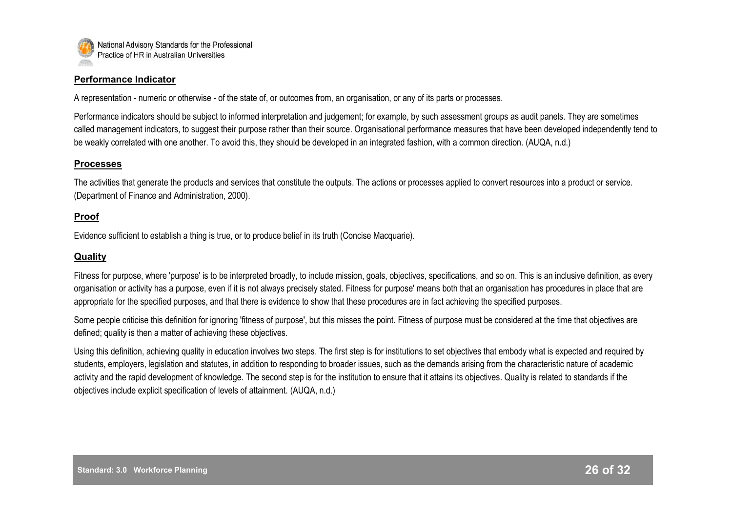**Performance Indicator**

A representation - numeric or otherwise - of the state of, or outcomes from, an organisation, or any of its parts or processes.

Performance indicators should be subject to informed interpretation and judgement; for example, by such assessment groups as audit panels. They are sometimes called management indicators, to suggest their purpose rather than their source. Organisational performance measures that have been developed independently tend to be weakly correlated with one another. To avoid this, they should be developed in an integrated fashion, with a common direction. (AUQA, n.d.)

**Processes**

The activities that generate the products and services that constitute the outputs. The actions or processes applied to convert resources into a product or service. (Department of Finance and Administration, 2000).

**Proof**

Evidence sufficient to establish a thing is true, or to produce belief in its truth (Concise Macquarie).

**Quality**

Fitness for purpose, where 'purpose' is to be interpreted broadly, to include mission, goals, objectives, specifications, and so on. This is an inclusive definition, as every organisation or activity has a purpose, even if it is not always precisely stated. Fitness for purpose' means both that an organisation has procedures in place that are appropriate for the specified purposes, and that there is evidence to show that these procedures are in fact achieving the specified purposes.

Some people criticise this definition for ignoring 'fitness of purpose', but this misses the point. Fitness of purpose must be considered at the time that objectives are defined; quality is then a matter of achieving these objectives.

Using this definition, achieving quality in education involves two steps. The first step is for institutions to set objectives that embody what is expected and required by students, employers, legislation and statutes, in addition to responding to broader issues, such as the demands arising from the characteristic nature of academic activity and the rapid development of knowledge. The second step is for the institution to ensure that it attains its objectives. Quality is related to standards if the objectives include explicit specification of levels of attainment. (AUQA, n.d.)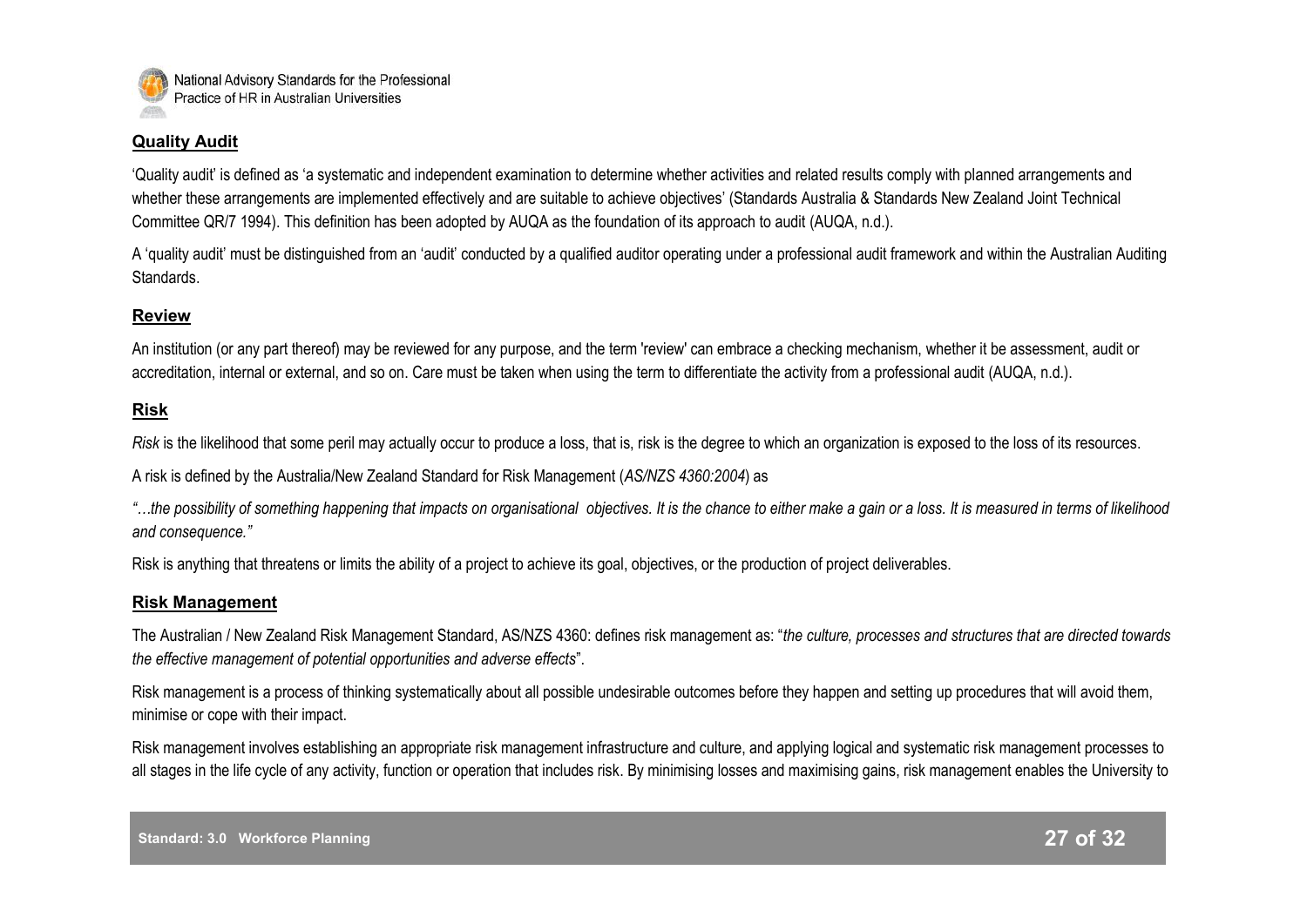## Quality Audit

'Quality audit' is defined as 'a systematic and independent examination to determine whether activities and related results comply with planned arrangements and whether these arrangements are implemented effectively and are suitable to achieve objectives' (Standards Australia & Standards New Zealand Joint Technical Committee QR/7 1994). This definition has been adopted by AUQA as the foundation of its approach to audit (AUQA, n.d.).

A 'quality audit' must be distinguished from an 'audit' conducted by a qualified auditor operating under a professional audit framework and within the Australian Auditing Standards.

## Review

An institution (or any part thereof) may be reviewed for any purpose, and the term 'review' can embrace a checking mechanism, whether it be assessment, audit or accreditation, internal or external, and so on. Care must be taken when using the term to differentiate the activity from a professional audit (AUQA, n.d.).

## Risk

*Risk* is the likelihood that some peril may actually occur to produce a loss, that is, risk is the degree to which an organization is exposed to the loss of its resources.

A risk is defined by the Australia/New Zealand Standard for Risk Management (*AS/NZS 4360:2004*) as

*"…the possibility of something happening that impacts on organisational objectives. It is the chance to either make a gain or a loss. It is measured in terms of likelihood and consequence."*

Risk is anything that threatens or limits the ability of a project to achieve its goal, objectives, or the production of project deliverables.

## Risk Management

The Australian / New Zealand Risk Management Standard, AS/NZS 4360: defines risk management as: "*the culture, processes and structures that are directed towards the effective management of potential opportunities and adverse effects*".

Risk management is a process of thinking systematically about all possible undesirable outcomes before they happen and setting up procedures that will avoid them, minimise or cope with their impact.

Risk management involves establishing an appropriate risk management infrastructure and culture, and applying logical and systematic risk management processes to all stages in the life cycle of any activity, function or operation that includes risk. By minimising losses and maximising gains, risk management enables the University to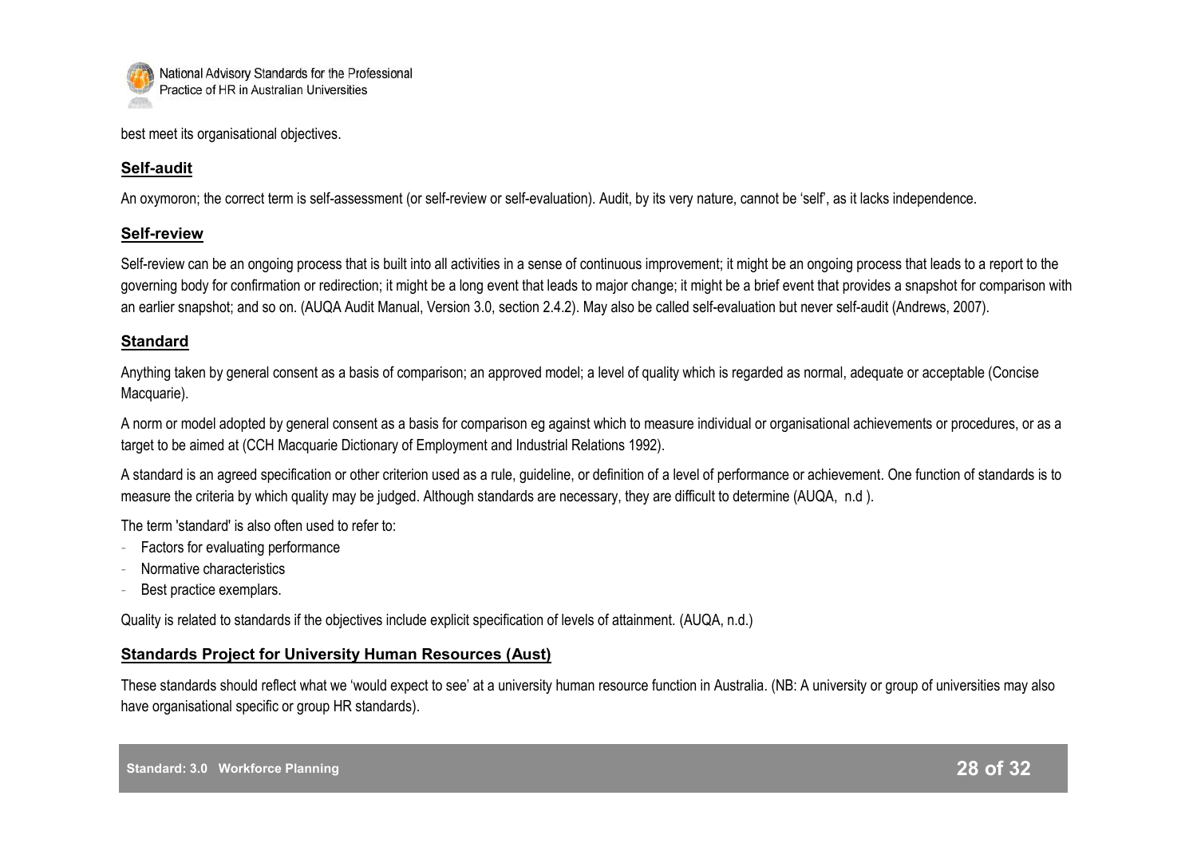best meet its organisational objectives.

## **Self-audit**

An oxymoron; the correct term is self-assessment (or self-review or self-evaluation). Audit, by its very nature, cannot be 'self', as it lacks independence.

## **Self-review**

Self-review can be an ongoing process that is built into all activities in a sense of continuous improvement; it might be an ongoing process that leads to a report to the governing body for confirmation or redirection; it might be a long event that leads to major change; it might be a brief event that provides a snapshot for comparison with an earlier snapshot; and so on. (AUQA Audit Manual, Version 3.0, section 2.4.2). May also be called self-evaluation but never self-audit (Andrews, 2007).

## **Standard**

Anything taken by general consent as a basis of comparison; an approved model; a level of quality which is regarded as normal, adequate or acceptable (Concise Macquarie).

A norm or model adopted by general consent as a basis for comparison eg against which to measure individual or organisational achievements or procedures, or as a target to be aimed at (CCH Macquarie Dictionary of Employment and Industrial Relations 1992).

A standard is an agreed specification or other criterion used as a rule, guideline, or definition of a level of performance or achievement. One function of standards is to measure the criteria by which quality may be judged. Although standards are necessary, they are difficult to determine (AUQA, n.d ).

The term 'standard' is also often used to refer to:

- Factors for evaluating performance
- Normative characteristics
- Best practice exemplars.

Quality is related to standards if the objectives include explicit specification of levels of attainment. (AUQA, n.d.)

## **Standards Project for University Human Resources (Aust)**

These standards should reflect what we 'would expect to see' at a university human resource function in Australia. (NB: A university or group of universities may also have organisational specific or group HR standards).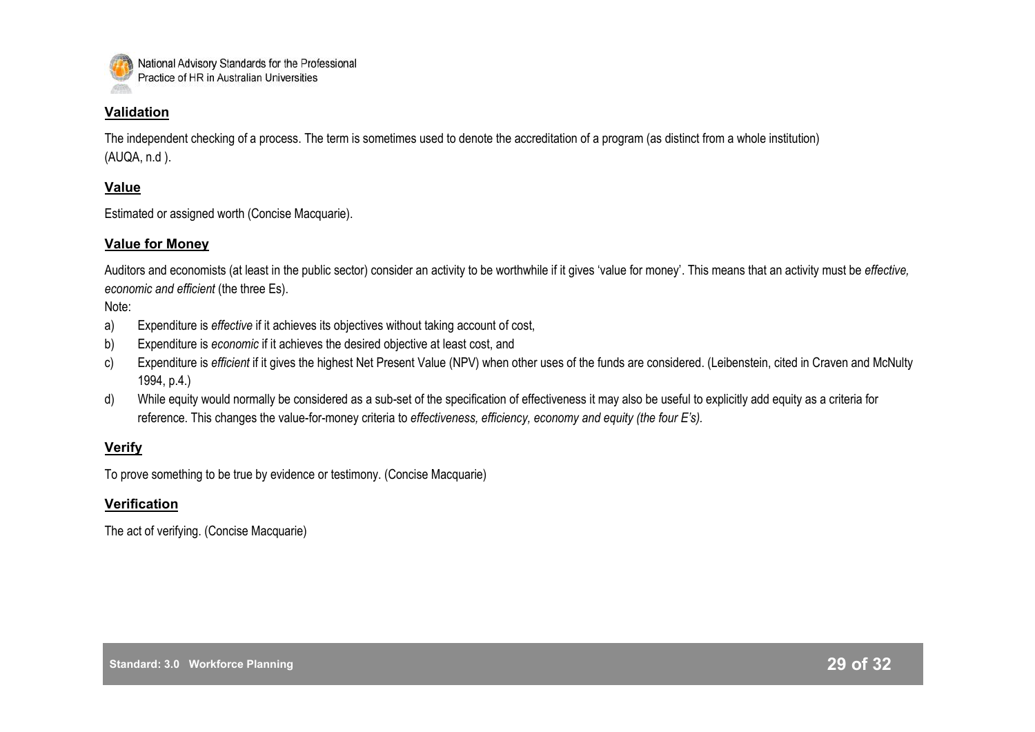### Validation

The independent checking of a process. The term is sometimes used to denote the accreditation of a program (as distinct from a whole institution) (AUQA, n.d ).

### Value

Estimated or assigned worth (Concise Macquarie).

### Value for Money

Auditors and economists (at least in the public sector) consider an activity to be worthwhile if it gives 'value for money'. This means that an activity must be *effective, economic and efficient* (the three Es).

Note:

a) Expenditure is *effective* if it achieves its objectives without taking account of cost,
b) Expenditure is *economic* if it achieves the desired objective at least cost, and
c) Expenditure is *efficient* if it gives the highest Net Present Value (NPV) when other uses of the funds are considered. (Leibenstein, cited in Craven and McNulty 1994, p.4.)
d) While equity would normally be considered as a sub-set of the specification of effectiveness it may also be useful to explicitly add equity as a criteria for reference. This changes the value-for-money criteria to *effectiveness, efficiency, economy and equity (the four E's).*

### Verify

To prove something to be true by evidence or testimony. (Concise Macquarie)

### Verification

The act of verifying. (Concise Macquarie)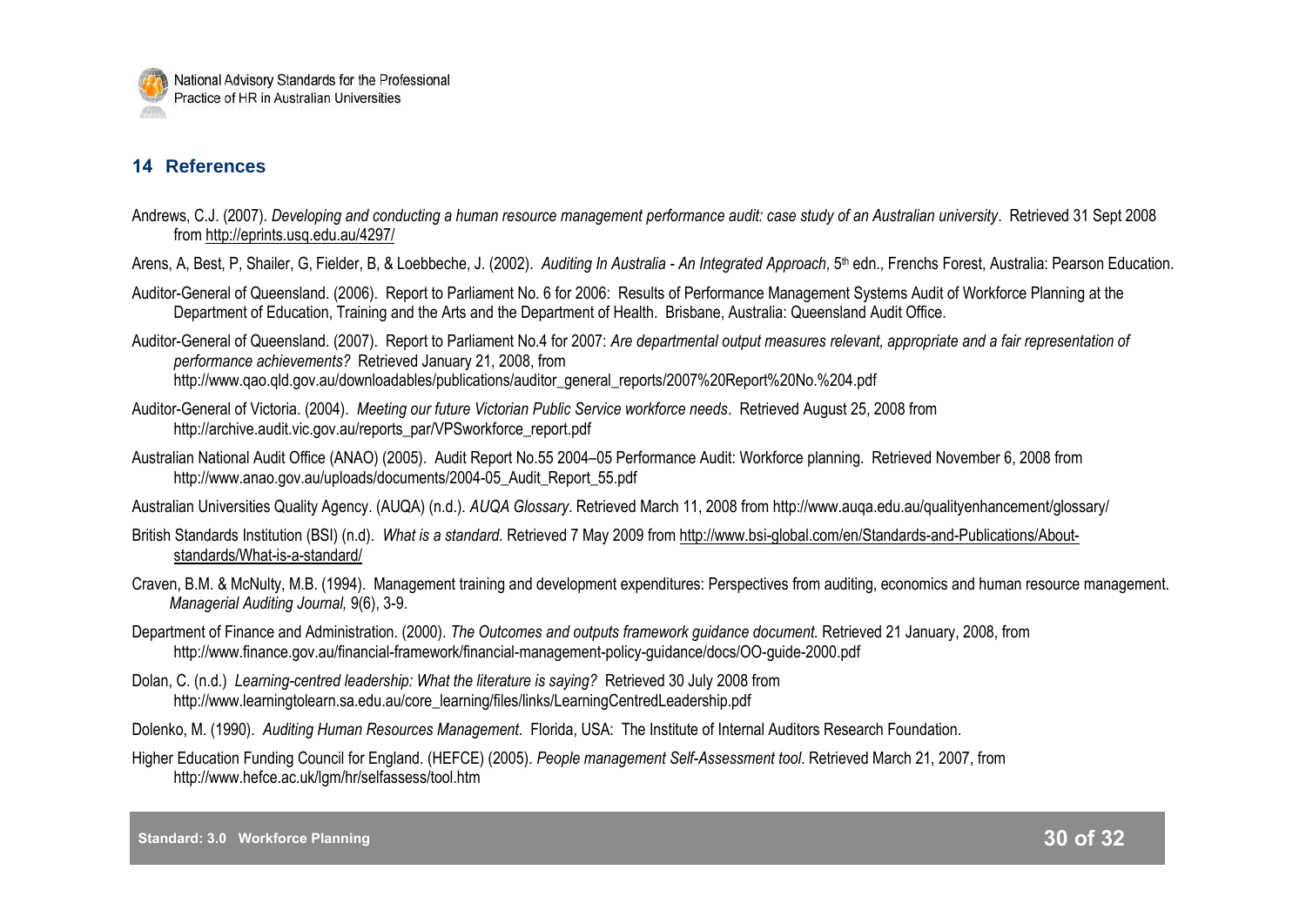## 14 References

Andrews, C.J. (2007). *Developing and conducting a human resource management performance audit: case study of an Australian university*. Retrieved 31 Sept 2008 from http://eprints.usq.edu.au/4297/

Arens, A, Best, P, Shailer, G, Fielder, B, & Loebbeche, J. (2002). *Auditing In Australia - An Integrated Approach*, 5th edn., Frenchs Forest, Australia: Pearson Education.

Auditor-General of Queensland. (2006). Report to Parliament No. 6 for 2006: Results of Performance Management Systems Audit of Workforce Planning at the Department of Education, Training and the Arts and the Department of Health. Brisbane, Australia: Queensland Audit Office.

Auditor-General of Queensland. (2007). Report to Parliament No.4 for 2007: *Are departmental output measures relevant, appropriate and a fair representation of performance achievements?* Retrieved January 21, 2008, from http://www.qao.qld.gov.au/downloadables/publications/auditor_general_reports/2007%20Report%20No.%204.pdf

Auditor-General of Victoria. (2004). *Meeting our future Victorian Public Service workforce needs*. Retrieved August 25, 2008 from http://archive.audit.vic.gov.au/reports_par/VPSworkforce_report.pdf

Australian National Audit Office (ANAO) (2005). Audit Report No.55 2004–05 Performance Audit: Workforce planning. Retrieved November 6, 2008 from http://www.anao.gov.au/uploads/documents/2004-05_Audit_Report_55.pdf

Australian Universities Quality Agency. (AUQA) (n.d.). *AUQA Glossary*. Retrieved March 11, 2008 from http://www.auqa.edu.au/qualityenhancement/glossary/

British Standards Institution (BSI) (n.d). *What is a standard.* Retrieved 7 May 2009 from http://www.bsi-global.com/en/Standards-and-Publications/About-standards/What-is-a-standard/

Craven, B.M. & McNulty, M.B. (1994). Management training and development expenditures: Perspectives from auditing, economics and human resource management. *Managerial Auditing Journal,* 9(6), 3-9.

Department of Finance and Administration. (2000). *The Outcomes and outputs framework guidance document.* Retrieved 21 January, 2008, from http://www.finance.gov.au/financial-framework/financial-management-policy-guidance/docs/OO-guide-2000.pdf

Dolan, C. (n.d.) *Learning-centred leadership: What the literature is saying?* Retrieved 30 July 2008 from http://www.learningtolearn.sa.edu.au/core_learning/files/links/LearningCentredLeadership.pdf

Dolenko, M. (1990). *Auditing Human Resources Management*. Florida, USA: The Institute of Internal Auditors Research Foundation.

Higher Education Funding Council for England. (HEFCE) (2005). *People management Self-Assessment tool*. Retrieved March 21, 2007, from http://www.hefce.ac.uk/lgm/hr/selfassess/tool.htm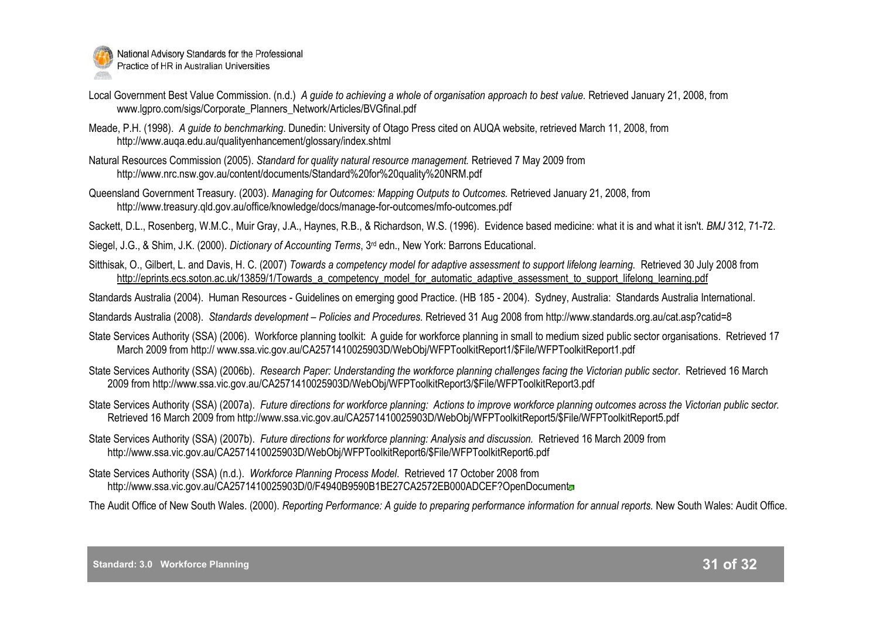Local Government Best Value Commission. (n.d.) *A guide to achieving a whole of organisation approach to best value.* Retrieved January 21, 2008, from www.lgpro.com/sigs/Corporate_Planners_Network/Articles/BVGfinal.pdf

Meade, P.H. (1998). *A guide to benchmarking*. Dunedin: University of Otago Press cited on AUQA website, retrieved March 11, 2008, from http://www.auqa.edu.au/qualityenhancement/glossary/index.shtml

Natural Resources Commission (2005). *Standard for quality natural resource management.* Retrieved 7 May 2009 from http://www.nrc.nsw.gov.au/content/documents/Standard%20for%20quality%20NRM.pdf

Queensland Government Treasury. (2003). *Managing for Outcomes: Mapping Outputs to Outcomes.* Retrieved January 21, 2008, from http://www.treasury.qld.gov.au/office/knowledge/docs/manage-for-outcomes/mfo-outcomes.pdf

Sackett, D.L., Rosenberg, W.M.C., Muir Gray, J.A., Haynes, R.B., & Richardson, W.S. (1996). Evidence based medicine: what it is and what it isn't. *BMJ* 312, 71-72.

Siegel, J.G., & Shim, J.K. (2000). *Dictionary of Accounting Terms*, 3rd edn., New York: Barrons Educational.

Sitthisak, O., Gilbert, L. and Davis, H. C. (2007) *Towards a competency model for adaptive assessment to support lifelong learning.* Retrieved 30 July 2008 from http://eprints.ecs.soton.ac.uk/13859/1/Towards_a_competency_model_for_automatic_adaptive_assessment_to_support_lifelong_learning.pdf

Standards Australia (2004). Human Resources - Guidelines on emerging good Practice. (HB 185 - 2004). Sydney, Australia: Standards Australia International.

Standards Australia (2008). *Standards development – Policies and Procedures.* Retrieved 31 Aug 2008 from http://www.standards.org.au/cat.asp?catid=8

State Services Authority (SSA) (2006). Workforce planning toolkit: A guide for workforce planning in small to medium sized public sector organisations. Retrieved 17 March 2009 from http:// www.ssa.vic.gov.au/CA2571410025903D/WebObj/WFPToolkitReport1/$File/WFPToolkitReport1.pdf

State Services Authority (SSA) (2006b). *Research Paper: Understanding the workforce planning challenges facing the Victorian public sector*. Retrieved 16 March 2009 from http://www.ssa.vic.gov.au/CA2571410025903D/WebObj/WFPToolkitReport3/$File/WFPToolkitReport3.pdf

State Services Authority (SSA) (2007a). *Future directions for workforce planning: Actions to improve workforce planning outcomes across the Victorian public sector.* Retrieved 16 March 2009 from http://www.ssa.vic.gov.au/CA2571410025903D/WebObj/WFPToolkitReport5/$File/WFPToolkitReport5.pdf

State Services Authority (SSA) (2007b). *Future directions for workforce planning: Analysis and discussion.* Retrieved 16 March 2009 from http://www.ssa.vic.gov.au/CA2571410025903D/WebObj/WFPToolkitReport6/$File/WFPToolkitReport6.pdf

State Services Authority (SSA) (n.d.). *Workforce Planning Process Model*. Retrieved 17 October 2008 from http://www.ssa.vic.gov.au/CA2571410025903D/0/F4940B9590B1BE27CA2572EB000ADCEF?OpenDocument

The Audit Office of New South Wales. (2000). *Reporting Performance: A guide to preparing performance information for annual reports.* New South Wales: Audit Office.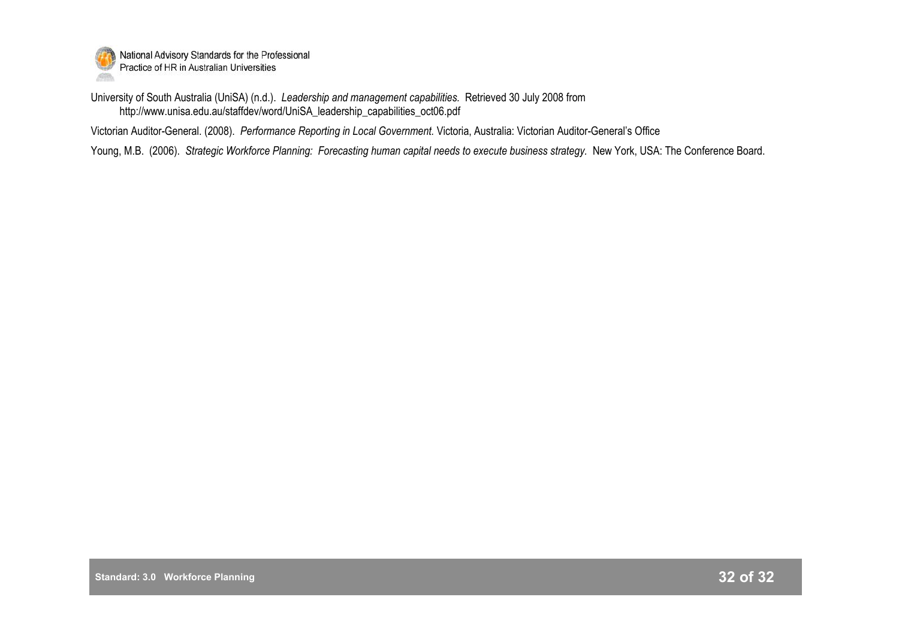University of South Australia (UniSA) (n.d.). *Leadership and management capabilities.* Retrieved 30 July 2008 from http://www.unisa.edu.au/staffdev/word/UniSA_leadership_capabilities_oct06.pdf

Victorian Auditor-General. (2008). *Performance Reporting in Local Government.* Victoria, Australia: Victorian Auditor-General's Office

Young, M.B. (2006). *Strategic Workforce Planning: Forecasting human capital needs to execute business strategy.* New York, USA: The Conference Board.